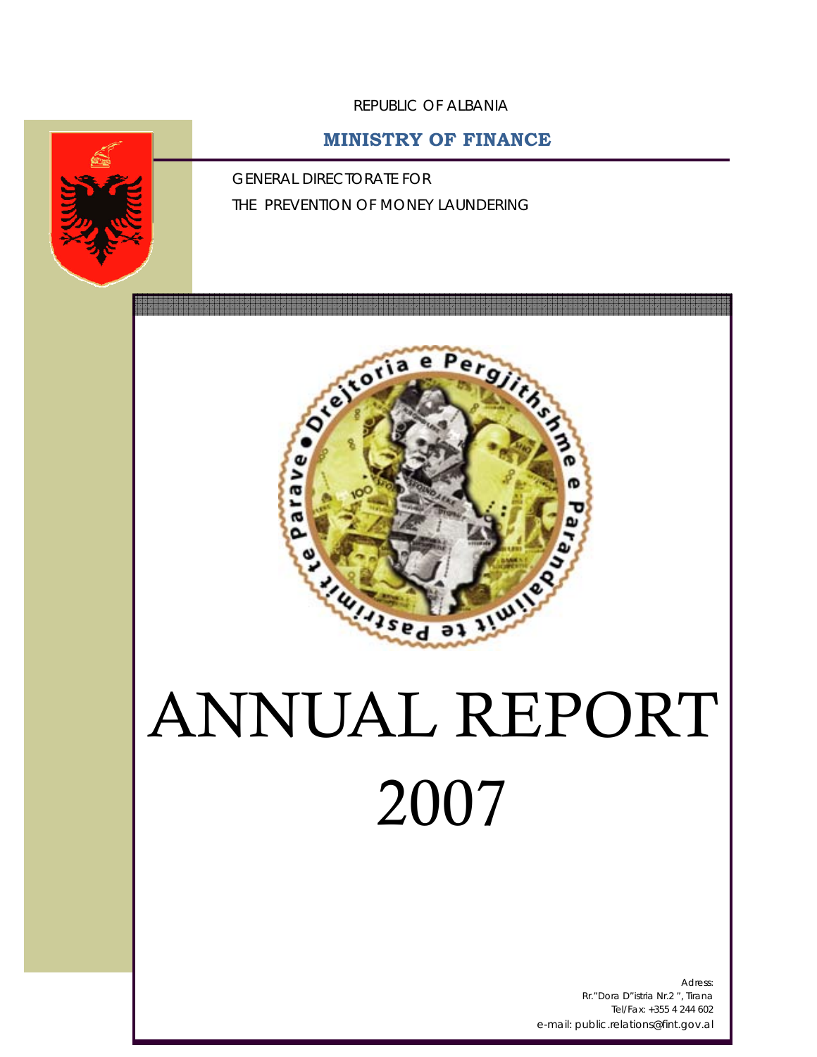REPUBLIC OF ALBANIA

**MINISTRY OF FINANCE**

GENERAL DIRECTORATE FOR
THE PREVENTION OF MONEY LAUNDERING

# ANNUAL REPORT 2007

Adress:
Rr."Dora D"istria Nr.2 ", Tirana
Tel/Fax: +355 4 244 602
e-mail: public.relations@fint.gov.al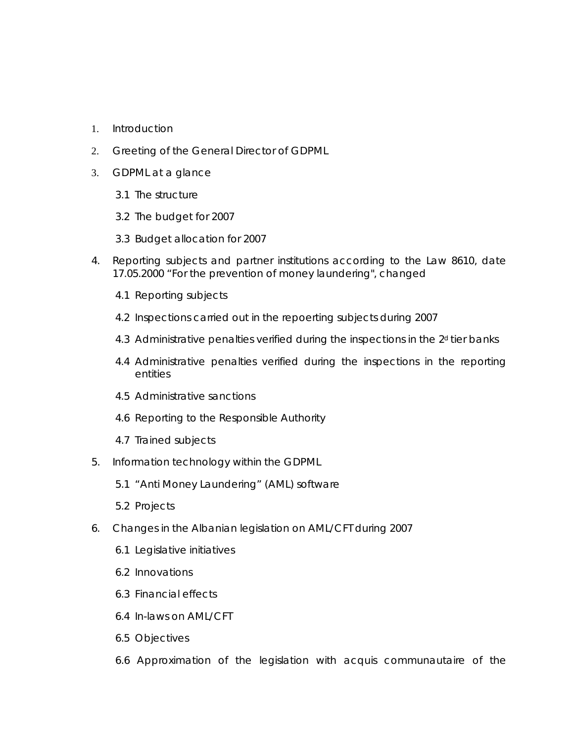1. Introduction
2. Greeting of the General Director of GDPML
3. GDPML at a glance
   - 3.1 The structure
   - 3.2 The budget for 2007
   - 3.3 Budget allocation for 2007
4. Reporting subjects and partner institutions according to the Law 8610, date 17.05.2000 "For the prevention of money laundering", changed
   - 4.1 Reporting subjects
   - 4.2 Inspections carried out in the repoerting subjects during 2007
   - 4.3 Administrative penalties verified during the inspections in the 2[d] tier banks
   - 4.4 Administrative penalties verified during the inspections in the reporting entities
   - 4.5 Administrative sanctions
   - 4.6 Reporting to the Responsible Authority
   - 4.7 Trained subjects
5. Information technology within the GDPML
   - 5.1 "Anti Money Laundering" (AML) software
   - 5.2 Projects
6. Changes in the Albanian legislation on AML/CFT during 2007
   - 6.1 Legislative initiatives
   - 6.2 Innovations
   - 6.3 Financial effects
   - 6.4 In-laws on AML/CFT
   - 6.5 Objectives
   - 6.6 Approximation of the legislation with acquis communautaire of the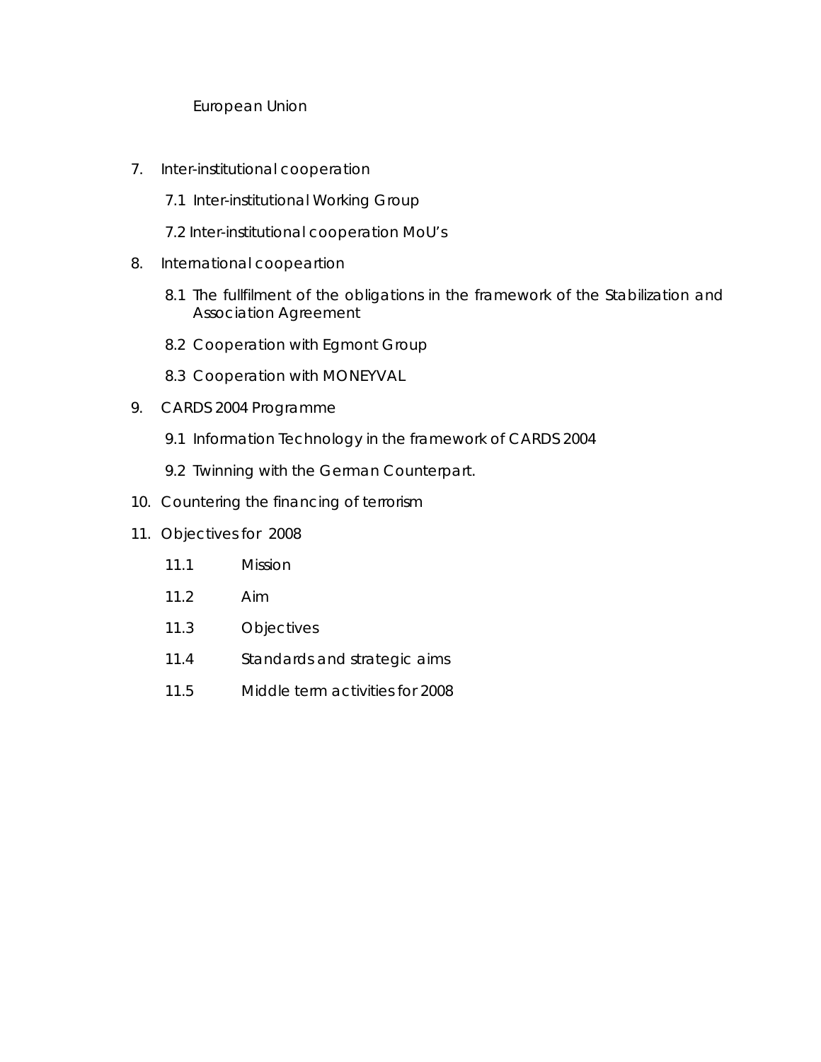European Union

7. Inter-institutional cooperation
   - 7.1 Inter-institutional Working Group
   - 7.2 Inter-institutional cooperation MoU's
8. International coopeartion
   - 8.1 The fullfilment of the obligations in the framework of the Stabilization and Association Agreement
   - 8.2 Cooperation with Egmont Group
   - 8.3 Cooperation with MONEYVAL
9. CARDS 2004 Programme
   - 9.1 Information Technology in the framework of CARDS 2004
   - 9.2 Twinning with the German Counterpart.
10. Countering the financing of terrorism
11. Objectives for 2008
    - 11.1 Mission
    - 11.2 Aim
    - 11.3 Objectives
    - 11.4 Standards and strategic aims
    - 11.5 Middle term activities for 2008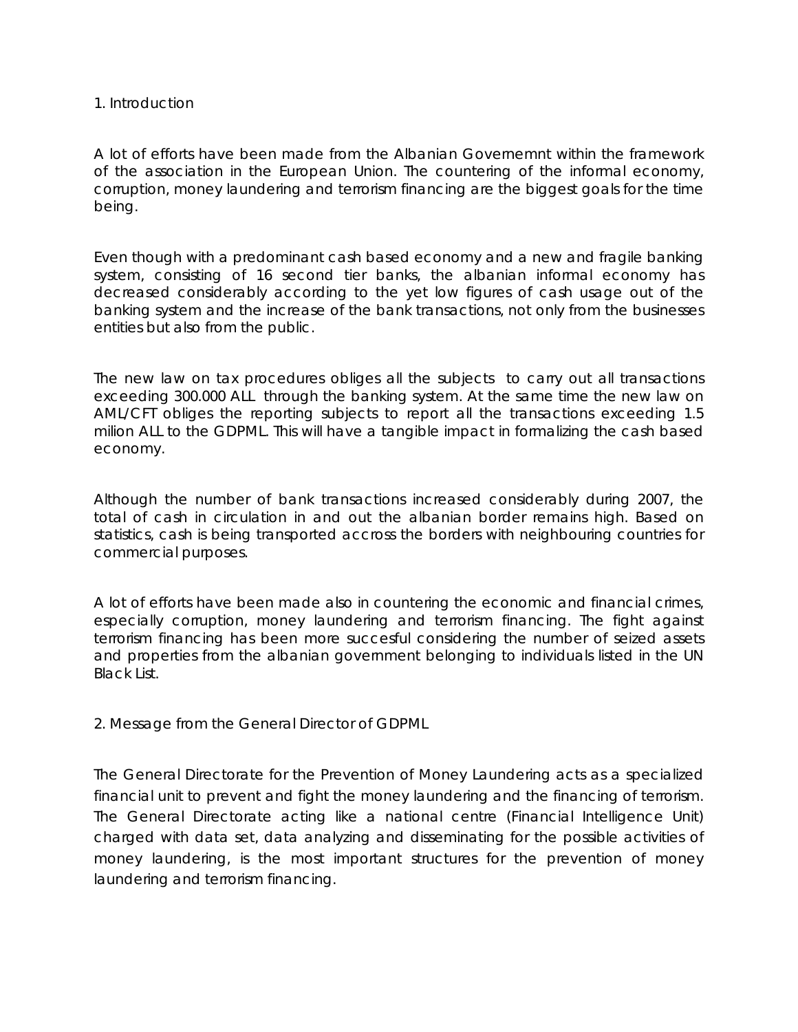## 1. Introduction

A lot of efforts have been made from the Albanian Governemnt within the framework of the association in the European Union. The countering of the informal economy, corruption, money laundering and terrorism financing are the biggest goals for the time being.

Even though with a predominant cash based economy and a new and fragile banking system, consisting of 16 second tier banks, the albanian informal economy has decreased considerably according to the yet low figures of cash usage out of the banking system and the increase of the bank transactions, not only from the businesses entities but also from the public.

The new law on tax procedures obliges all the subjects to carry out all transactions exceeding 300.000 ALL through the banking system. At the same time the new law on AML/CFT obliges the reporting subjects to report all the transactions exceeding 1.5 milion ALL to the GDPML. This will have a tangible impact in formalizing the cash based economy.

Although the number of bank transactions increased considerably during 2007, the total of cash in circulation in and out the albanian border remains high. Based on statistics, cash is being transported accross the borders with neighbouring countries for commercial purposes.

A lot of efforts have been made also in countering the economic and financial crimes, especially corruption, money laundering and terrorism financing. The fight against terrorism financing has been more succesful considering the number of seized assets and properties from the albanian government belonging to individuals listed in the UN Black List.

## 2. Message from the General Director of GDPML

The General Directorate for the Prevention of Money Laundering acts as a specialized financial unit to prevent and fight the money laundering and the financing of terrorism. The General Directorate acting like a national centre (Financial Intelligence Unit) charged with data set, data analyzing and disseminating for the possible activities of money laundering, is the most important structures for the prevention of money laundering and terrorism financing.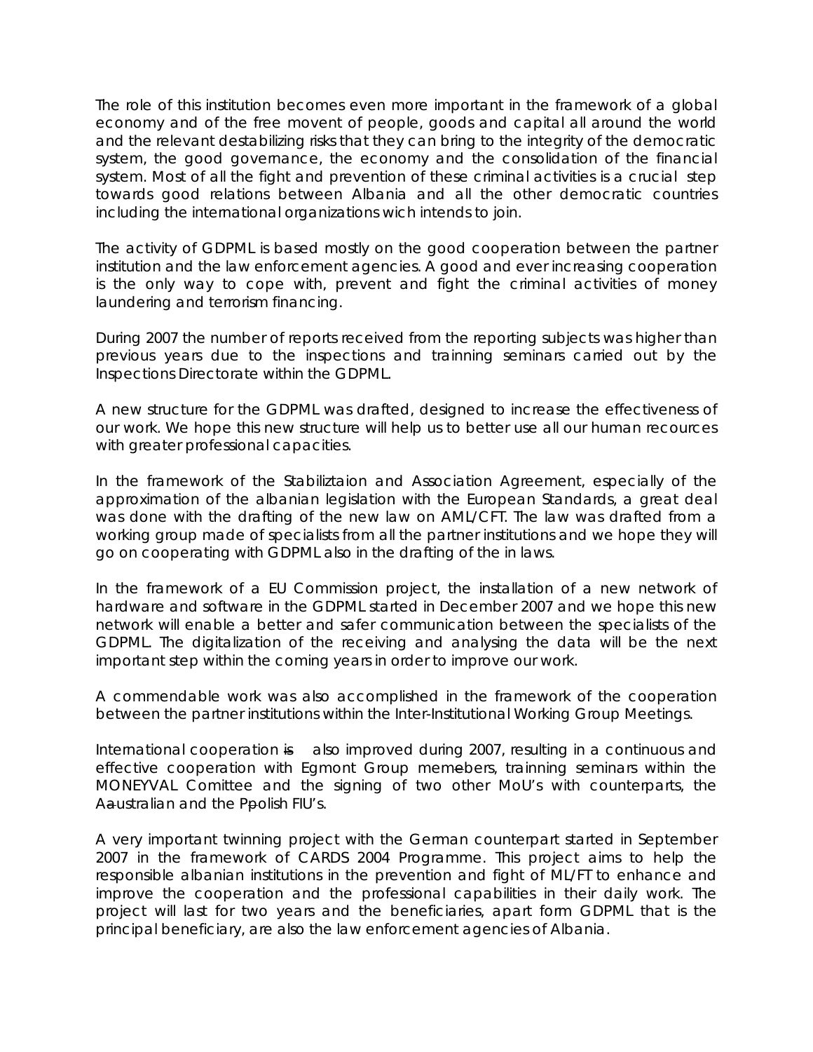The role of this institution becomes even more important in the framework of a global economy and of the free movent of people, goods and capital all around the world and the relevant destabilizing risks that they can bring to the integrity of the democratic system, the good governance, the economy and the consolidation of the financial system. Most of all the fight and prevention of these criminal activities is a crucial step towards good relations between Albania and all the other democratic countries including the international organizations wich intends to join.

The activity of GDPML is based mostly on the good cooperation between the partner institution and the law enforcement agencies. A good and ever increasing cooperation is the only way to cope with, prevent and fight the criminal activities of money laundering and terrorism financing.

During 2007 the number of reports received from the reporting subjects was higher than previous years due to the inspections and trainning seminars carried out by the Inspections Directorate within the GDPML.

A new structure for the GDPML was drafted, designed to increase the effectiveness of our work. We hope this new structure will help us to better use all our human recources with greater professional capacities.

In the framework of the Stabiliztaion and Association Agreement, especially of the approximation of the albanian legislation with the European Standards, a great deal was done with the drafting of the new law on AML/CFT. The law was drafted from a working group made of specialists from all the partner institutions and we hope they will go on cooperating with GDPML also in the drafting of the in laws.

In the framework of a EU Commission project, the installation of a new network of hardware and software in the GDPML started in December 2007 and we hope this new network will enable a better and safer communication between the specialists of the GDPML. The digitalization of the receiving and analysing the data will be the next important step within the coming years in order to improve our work.

A commendable work was also accomplished in the framework of the cooperation between the partner institutions within the Inter-Institutional Working Group Meetings.

International cooperation ~~is~~ also improved during 2007, resulting in a continuous and effective cooperation with Egmont Group mem~~e~~bers, trainning seminars within the MONEYVAL Comittee and the signing of two other MoU's with counterparts, the A~~a~~ustralian and the P~~p~~olish FIU's.

A very important twinning project with the German counterpart started in September 2007 in the framework of CARDS 2004 Programme. This project aims to help the responsible albanian institutions in the prevention and fight of ML/FT to enhance and improve the cooperation and the professional capabilities in their daily work. The project will last for two years and the beneficiaries, apart form GDPML that is the principal beneficiary, are also the law enforcement agencies of Albania.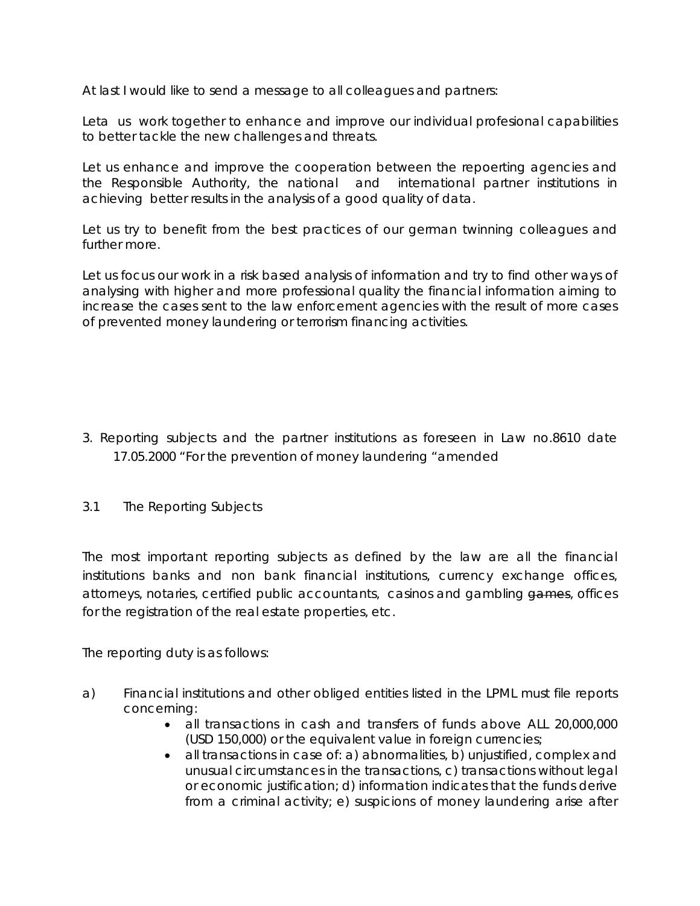At last I would like to send a message to all colleagues and partners:

Leta us work together to enhance and improve our individual profesional capabilities to better tackle the new challenges and threats.

Let us enhance and improve the cooperation between the repoerting agencies and the Responsible Authority, the national and international partner institutions in achieving better results in the analysis of a good quality of data.

Let us try to benefit from the best practices of our german twinning colleagues and further more.

Let us focus our work in a risk based analysis of information and try to find other ways of analysing with higher and more professional quality the financial information aiming to increase the cases sent to the law enforcement agencies with the result of more cases of prevented money laundering or terrorism financing activities.

## 3. Reporting subjects and the partner institutions as foreseen in Law no.8610 date 17.05.2000 "For the prevention of money laundering "amended

### 3.1 The Reporting Subjects

The most important reporting subjects as defined by the law are all the financial institutions banks and non bank financial institutions, currency exchange offices, attorneys, notaries, certified public accountants, casinos and gambling ~~games~~, offices for the registration of the real estate properties, etc.

The reporting duty is as follows:

a) Financial institutions and other obliged entities listed in the LPML must file reports concerning:
   - all transactions in cash and transfers of funds above ALL 20,000,000 (USD 150,000) or the equivalent value in foreign currencies;
   - all transactions in case of: a) abnormalities, b) unjustified, complex and unusual circumstances in the transactions, c) transactions without legal or economic justification; d) information indicates that the funds derive from a criminal activity; e) suspicions of money laundering arise after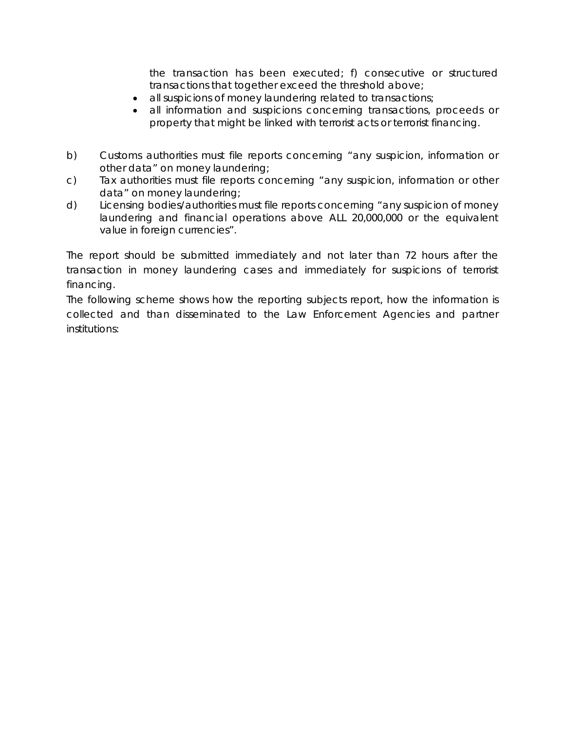the transaction has been executed; f) consecutive or structured transactions that together exceed the threshold above;

- all suspicions of money laundering related to transactions;
- all information and suspicions concerning transactions, proceeds or property that might be linked with terrorist acts or terrorist financing.

b) Customs authorities must file reports concerning "any suspicion, information or other data" on money laundering;

c) Tax authorities must file reports concerning "any suspicion, information or other data" on money laundering;

d) Licensing bodies/authorities must file reports concerning "any suspicion of money laundering and financial operations above ALL 20,000,000 or the equivalent value in foreign currencies".

The report should be submitted immediately and not later than 72 hours after the transaction in money laundering cases and immediately for suspicions of terrorist financing.

The following scheme shows how the reporting subjects report, how the information is collected and than disseminated to the Law Enforcement Agencies and partner institutions: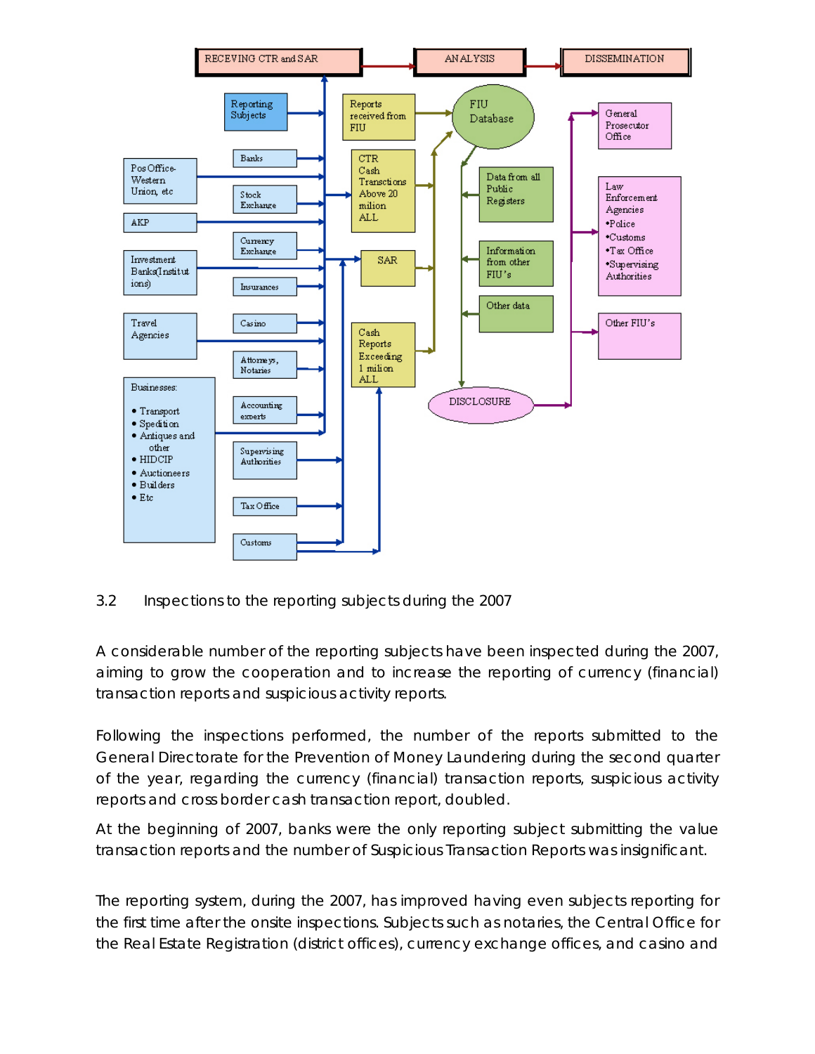RECEVING CTR and SAR → ANALYSIS → DISSEMINATION

Reporting Subjects

Banks

Pos Office-Western Union, etc

Stock Exchange

AKP

Currency Exchange

Investment Banks(Institutions)

Insurances

Travel Agencies

Casino

Attorneys, Notaries

Businesses:

- Transport
- Spedition
- Antiques and other
- HIDCIP
- Auctioneers
- Builders
- Etc

Accounting experts

Supervising Authorities

Tax Office

Customs

Reports received from FIU

CTR Cash Transctions Above 20 milion ALL

SAR

Cash Reports Exceeding 1 milion ALL

FIU Database

Data from all Public Registers

Information from other FIU's

Other data

DISCLOSURE

General Prosecutor Office

Law Enforcement Agencies
•Police
•Customs
•Tax Office
•Supervising Authorities

Other FIU's

3.2 Inspections to the reporting subjects during the 2007

A considerable number of the reporting subjects have been inspected during the 2007, aiming to grow the cooperation and to increase the reporting of currency (financial) transaction reports and suspicious activity reports.

Following the inspections performed, the number of the reports submitted to the General Directorate for the Prevention of Money Laundering during the second quarter of the year, regarding the currency (financial) transaction reports, suspicious activity reports and cross border cash transaction report, doubled.

At the beginning of 2007, banks were the only reporting subject submitting the value transaction reports and the number of Suspicious Transaction Reports was insignificant.

The reporting system, during the 2007, has improved having even subjects reporting for the first time after the onsite inspections. Subjects such as notaries, the Central Office for the Real Estate Registration (district offices), currency exchange offices, and casino and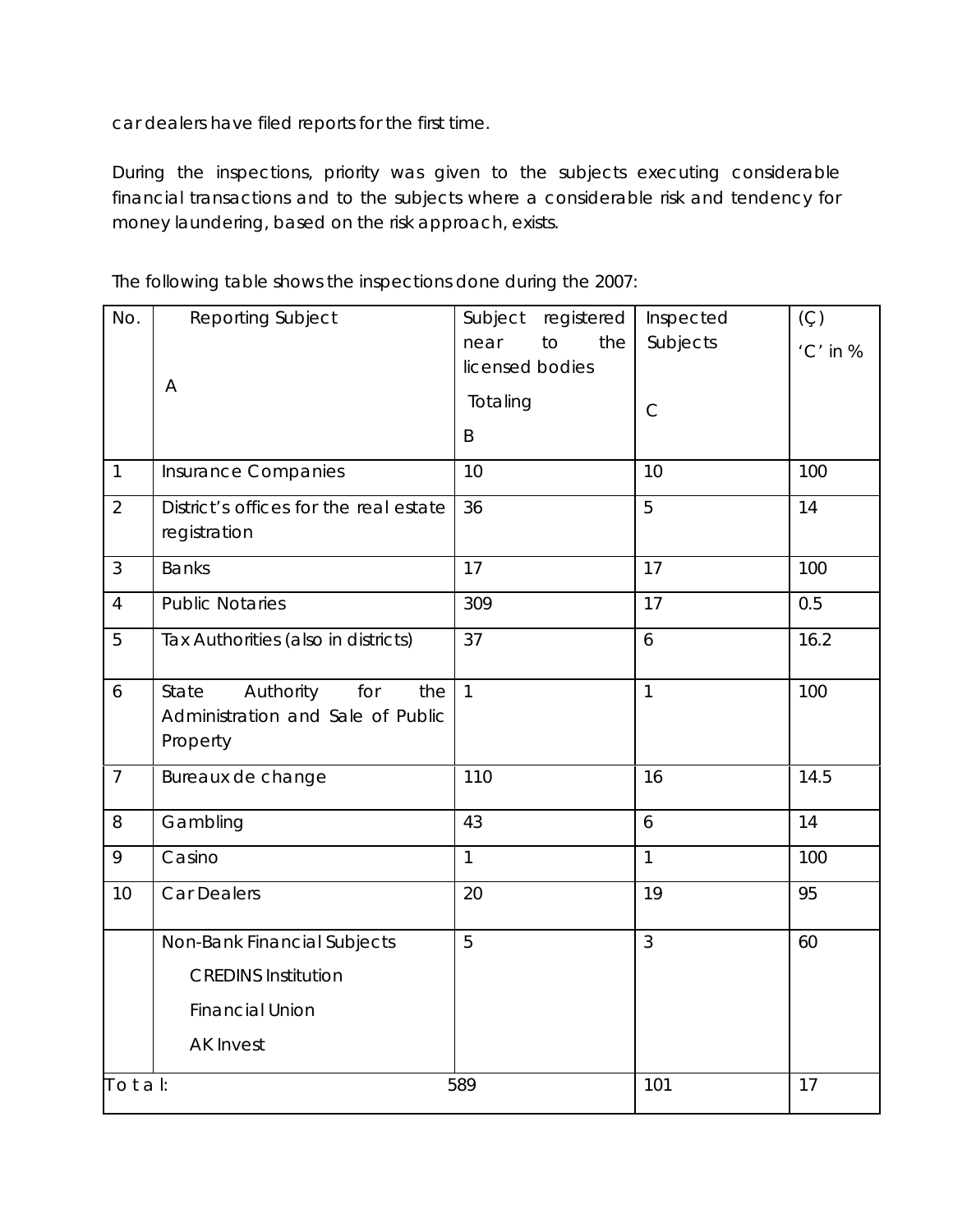car dealers have filed reports for the first time.

During the inspections, priority was given to the subjects executing considerable financial transactions and to the subjects where a considerable risk and tendency for money laundering, based on the risk approach, exists.

The following table shows the inspections done during the 2007:

| No. | Reporting Subject<br><br>A | Subject registered near to the licensed bodies<br>Totaling<br>B | Inspected Subjects<br><br>C | (Ç)<br>'C' in % |
|---|---|---|---|---|
| 1 | Insurance Companies | 10 | 10 | 100 |
| 2 | District's offices for the real estate registration | 36 | 5 | 14 |
| 3 | Banks | 17 | 17 | 100 |
| 4 | Public Notaries | 309 | 17 | 0.5 |
| 5 | Tax Authorities (also in districts) | 37 | 6 | 16.2 |
| 6 | State Authority for the Administration and Sale of Public Property | 1 | 1 | 100 |
| 7 | Bureaux de change | 110 | 16 | 14.5 |
| 8 | Gambling | 43 | 6 | 14 |
| 9 | Casino | 1 | 1 | 100 |
| 10 | Car Dealers | 20 | 19 | 95 |
| | Non-Bank Financial Subjects<br>CREDINS Institution<br>Financial Union<br>AK Invest | 5 | 3 | 60 |
| Total: | | 589 | 101 | 17 |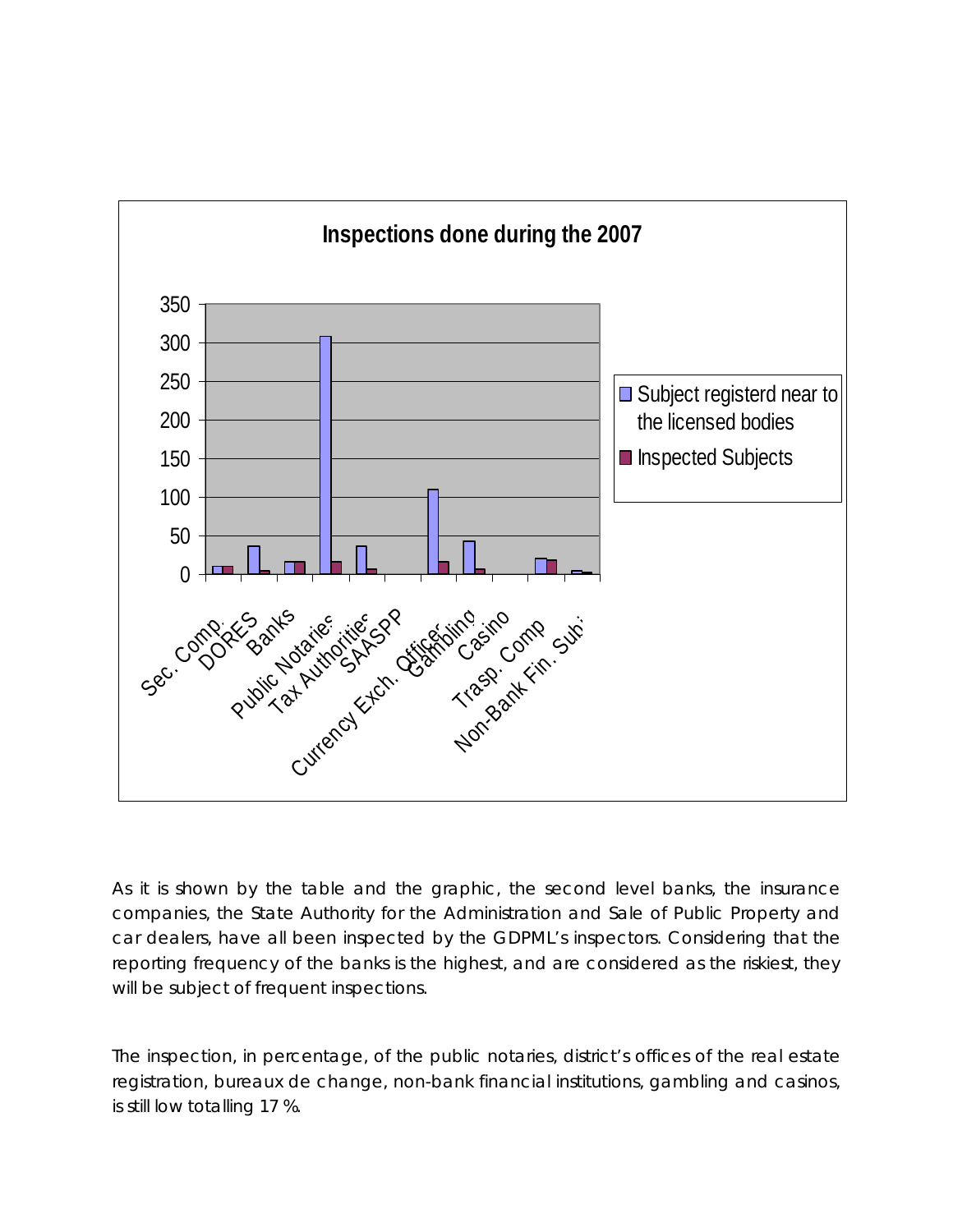**Inspections done during the 2007**

| | Subject registerd near to the licensed bodies | Inspected Subjects |
|---|---|---|
| Sec. Comp. | 10 | 10 |
| DORES | 37 | 5 |
| Banks | 17 | 17 |
| Public Notaries | 309 | 17 |
| Tax Authorities | 37 | 7 |
| SAASPP | | |
| Currency Exch. Officer | 110 | 17 |
| Gambling | 43 | 7 |
| Casino | | |
| Trasp. Comp | 21 | 19 |
| Non-Bank Fin. Sub. | 5 | 3 |

As it is shown by the table and the graphic, the second level banks, the insurance companies, the State Authority for the Administration and Sale of Public Property and car dealers, have all been inspected by the GDPML's inspectors. Considering that the reporting frequency of the banks is the highest, and are considered as the riskiest, they will be subject of frequent inspections.

The inspection, in percentage, of the public notaries, district's offices of the real estate registration, bureaux de change, non-bank financial institutions, gambling and casinos, is still low totalling 17 %.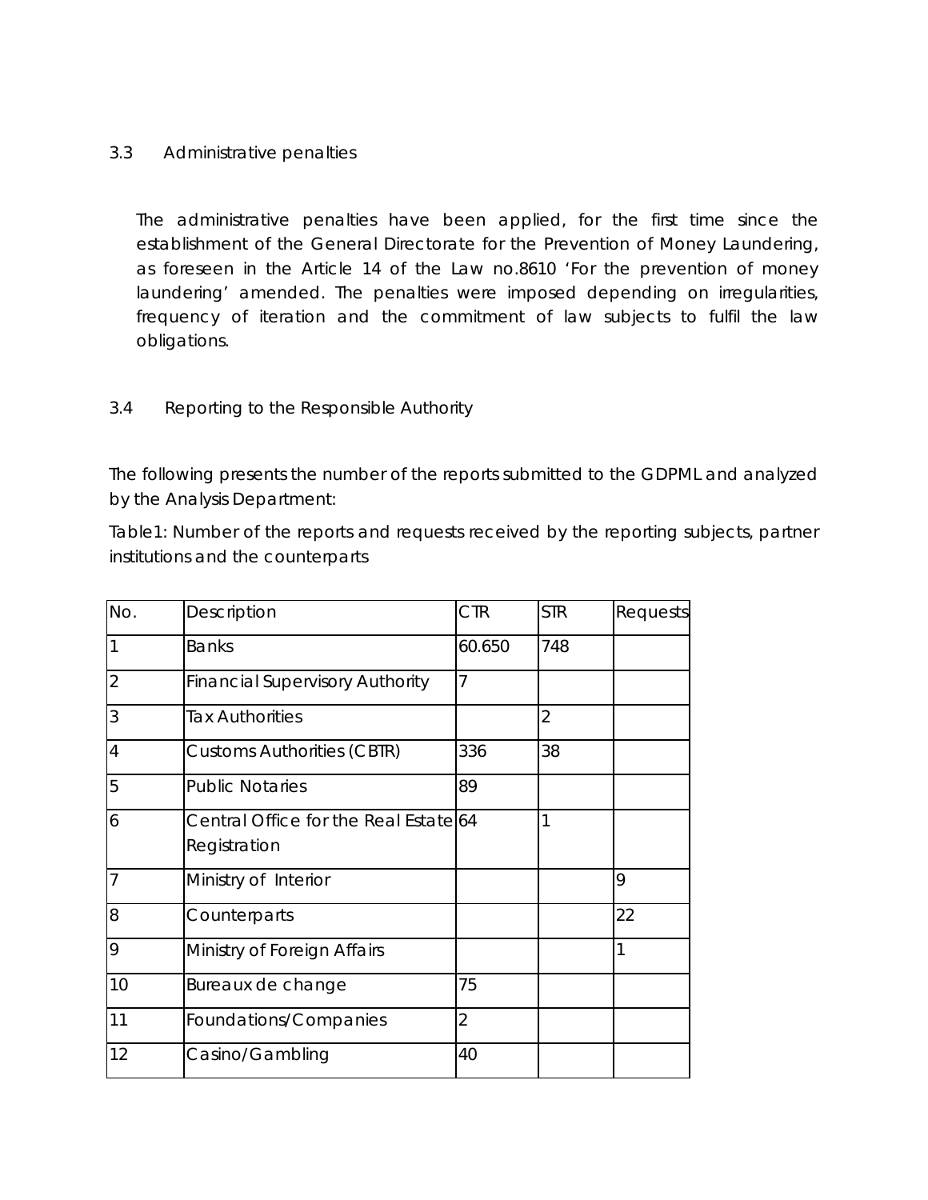### 3.3 Administrative penalties

The administrative penalties have been applied, for the first time since the establishment of the General Directorate for the Prevention of Money Laundering, as foreseen in the Article 14 of the Law no.8610 'For the prevention of money laundering' amended. The penalties were imposed depending on irregularities, frequency of iteration and the commitment of law subjects to fulfil the law obligations.

### 3.4 Reporting to the Responsible Authority

The following presents the number of the reports submitted to the GDPML and analyzed by the Analysis Department:

Table1: Number of the reports and requests received by the reporting subjects, partner institutions and the counterparts

| No. | Description | CTR | STR | Requests |
|---|---|---|---|---|
| 1 | Banks | 60.650 | 748 | |
| 2 | Financial Supervisory Authority | 7 | | |
| 3 | Tax Authorities | | 2 | |
| 4 | Customs Authorities (CBTR) | 336 | 38 | |
| 5 | Public Notaries | 89 | | |
| 6 | Central Office for the Real Estate Registration | 64 | 1 | |
| 7 | Ministry of Interior | | | 9 |
| 8 | Counterparts | | | 22 |
| 9 | Ministry of Foreign Affairs | | | 1 |
| 10 | Bureaux de change | 75 | | |
| 11 | Foundations/Companies | 2 | | |
| 12 | Casino/Gambling | 40 | | |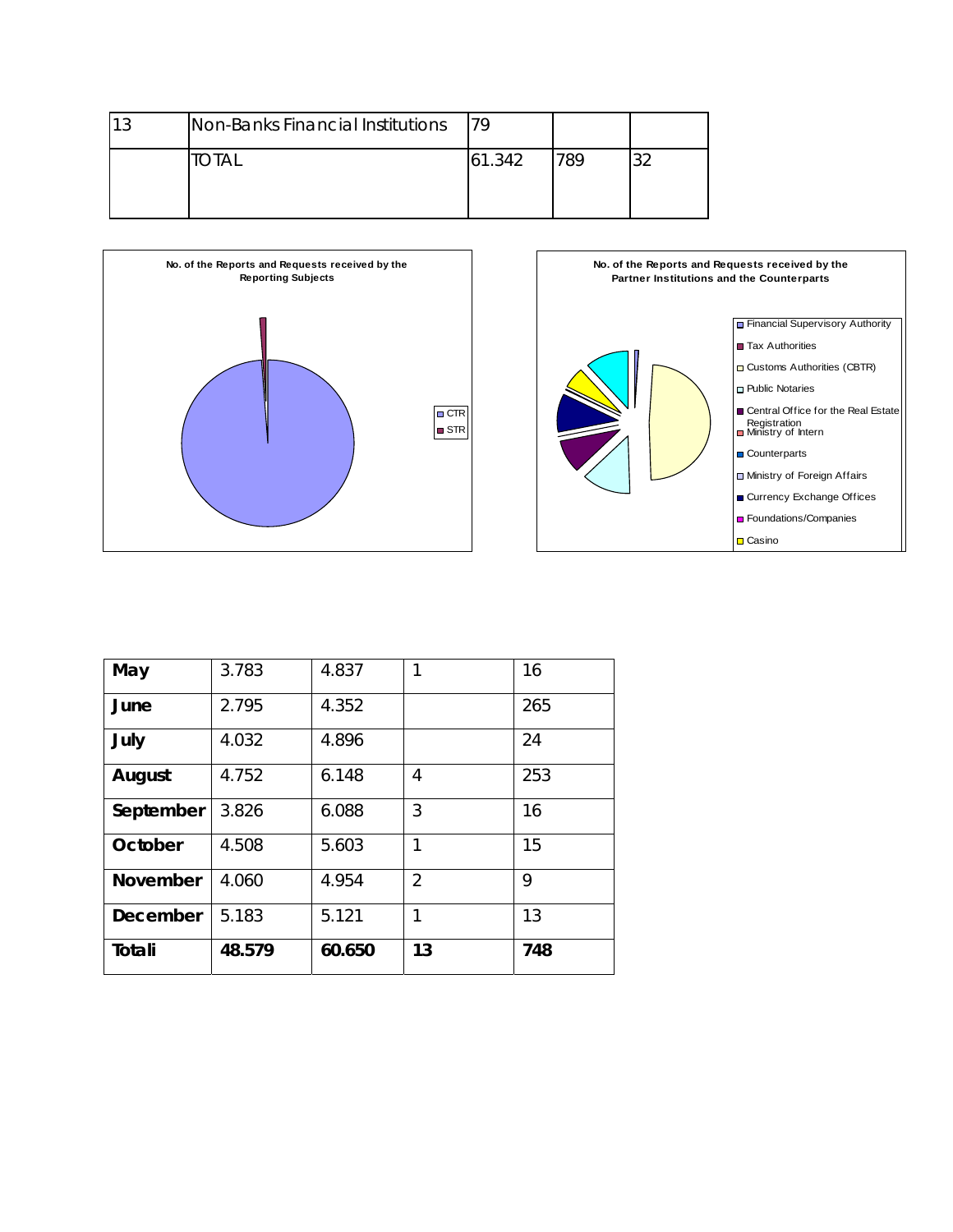| 13 | Non-Banks Financial Institutions | 79 | | |
|---|---|---|---|---|
| | TOTAL | 61.342 | 789 | 32 |

**No. of the Reports and Requests received by the Reporting Subjects**

- CTR
- STR

**No. of the Reports and Requests received by the Partner Institutions and the Counterparts**

- Financial Supervisory Authority
- Tax Authorities
- Customs Authorities (CBTR)
- Public Notaries
- Central Office for the Real Estate Registration
- Ministry of Intern
- Counterparts
- Ministry of Foreign Affairs
- Currency Exchange Offices
- Foundations/Companies
- Casino

| **May** | 3.783 | 4.837 | 1 | 16 |
|---|---|---|---|---|
| **June** | 2.795 | 4.352 | | 265 |
| **July** | 4.032 | 4.896 | | 24 |
| **August** | 4.752 | 6.148 | 4 | 253 |
| **September** | 3.826 | 6.088 | 3 | 16 |
| **October** | 4.508 | 5.603 | 1 | 15 |
| **November** | 4.060 | 4.954 | 2 | 9 |
| **December** | 5.183 | 5.121 | 1 | 13 |
| **Totali** | **48.579** | **60.650** | **13** | **748** |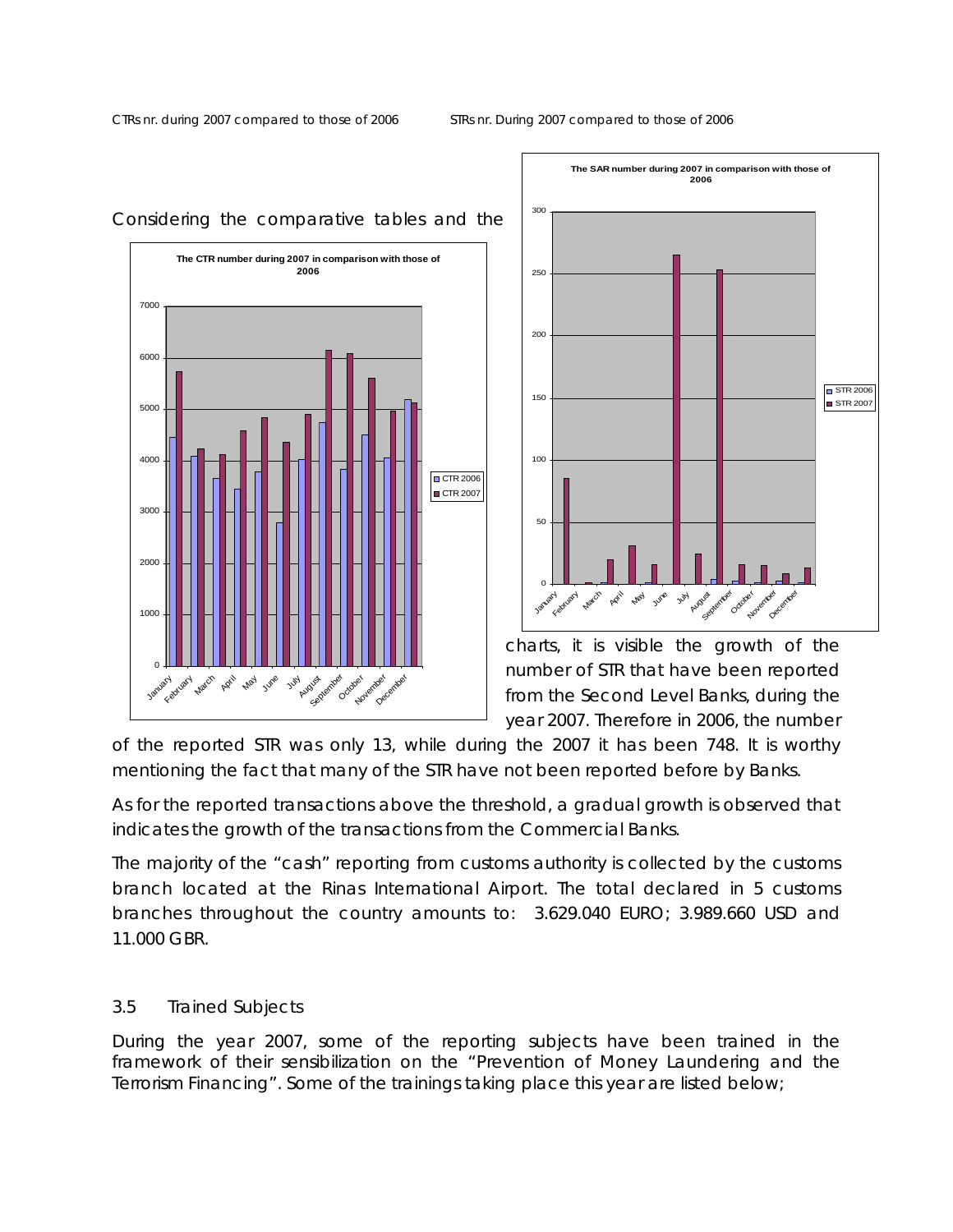CTRs nr. during 2007 compared to those of 2006 STRs nr. During 2007 compared to those of 2006

Considering the comparative tables and the charts, it is visible the growth of the number of STR that have been reported from the Second Level Banks, during the year 2007. Therefore in 2006, the number of the reported STR was only 13, while during the 2007 it has been 748. It is worthy mentioning the fact that many of the STR have not been reported before by Banks.

As for the reported transactions above the threshold, a gradual growth is observed that indicates the growth of the transactions from the Commercial Banks.

The majority of the "cash" reporting from customs authority is collected by the customs branch located at the Rinas International Airport. The total declared in 5 customs branches throughout the country amounts to: 3.629.040 EURO; 3.989.660 USD and 11.000 GBR.

## 3.5 Trained Subjects

During the year 2007, some of the reporting subjects have been trained in the framework of their sensibilization on the "Prevention of Money Laundering and the Terrorism Financing". Some of the trainings taking place this year are listed below;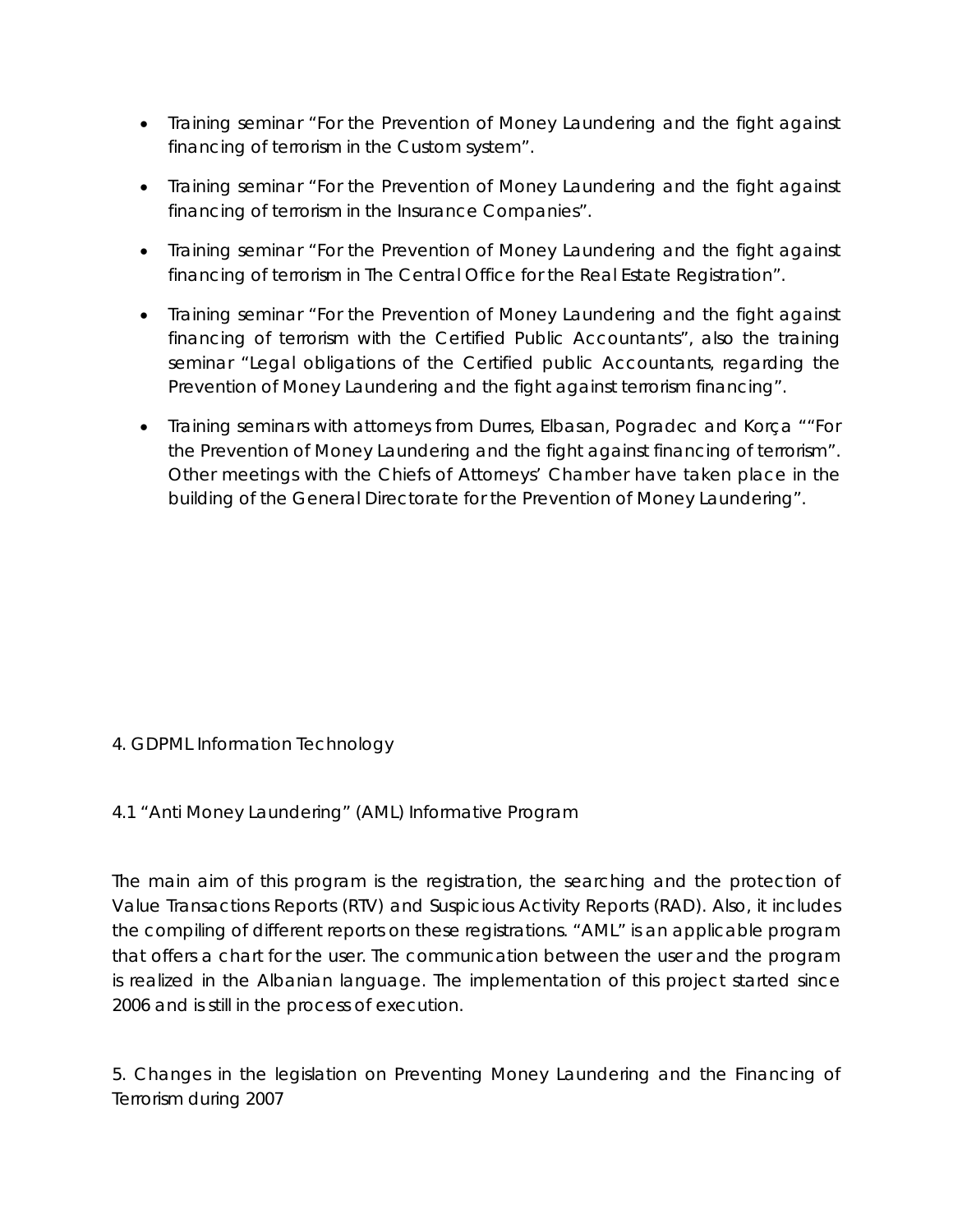- Training seminar "For the Prevention of Money Laundering and the fight against financing of terrorism in the Custom system".
- Training seminar "For the Prevention of Money Laundering and the fight against financing of terrorism in the Insurance Companies".
- Training seminar "For the Prevention of Money Laundering and the fight against financing of terrorism in The Central Office for the Real Estate Registration".
- Training seminar "For the Prevention of Money Laundering and the fight against financing of terrorism with the Certified Public Accountants", also the training seminar "Legal obligations of the Certified public Accountants, regarding the Prevention of Money Laundering and the fight against terrorism financing".
- Training seminars with attorneys from Durres, Elbasan, Pogradec and Korça ""For the Prevention of Money Laundering and the fight against financing of terrorism". Other meetings with the Chiefs of Attorneys' Chamber have taken place in the building of the General Directorate for the Prevention of Money Laundering".

## 4. GDPML Information Technology

### 4.1 "Anti Money Laundering" (AML) Informative Program

The main aim of this program is the registration, the searching and the protection of Value Transactions Reports (RTV) and Suspicious Activity Reports (RAD). Also, it includes the compiling of different reports on these registrations. "AML" is an applicable program that offers a chart for the user. The communication between the user and the program is realized in the Albanian language. The implementation of this project started since 2006 and is still in the process of execution.

## 5. Changes in the legislation on Preventing Money Laundering and the Financing of Terrorism during 2007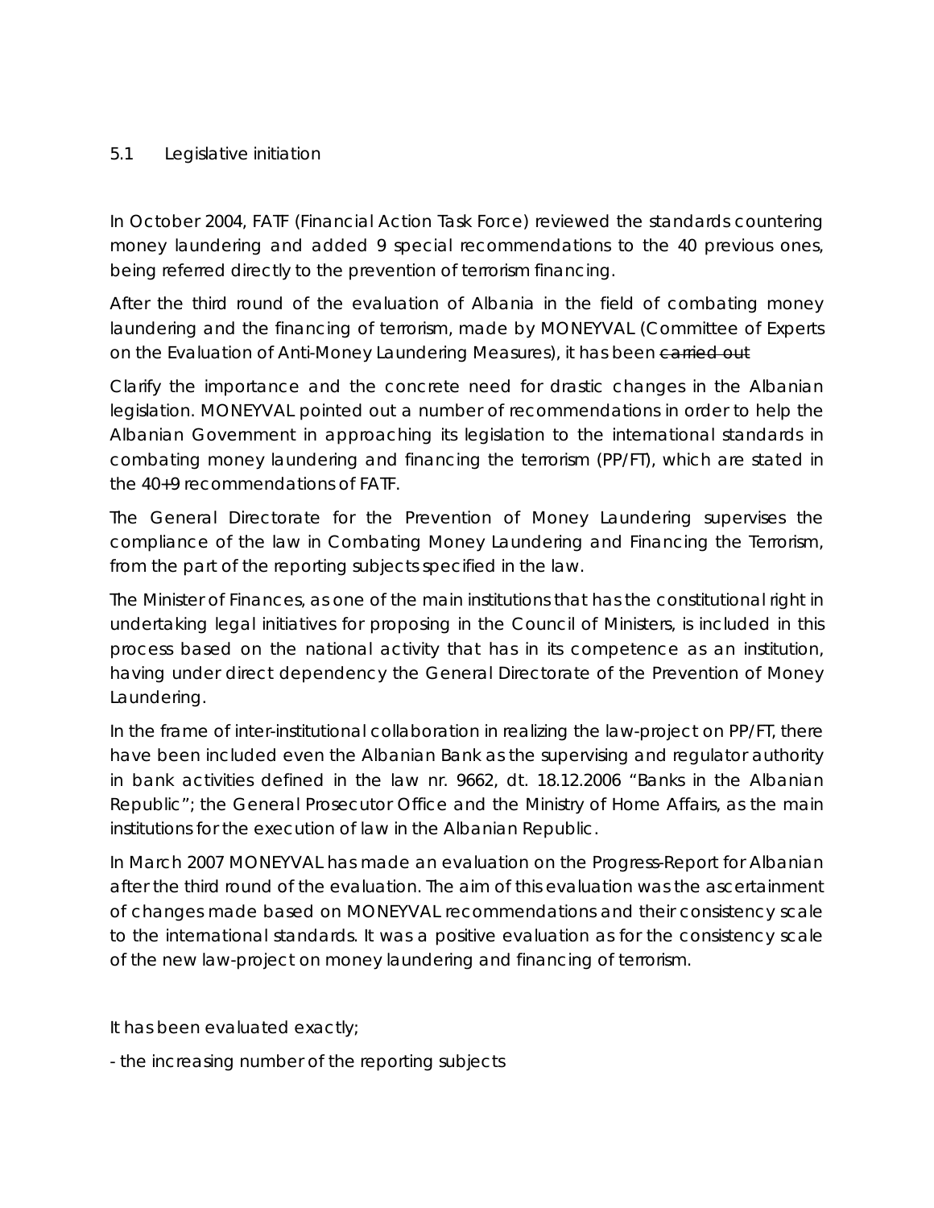## 5.1 Legislative initiation

In October 2004, FATF (Financial Action Task Force) reviewed the standards countering money laundering and added 9 special recommendations to the 40 previous ones, being referred directly to the prevention of terrorism financing.

After the third round of the evaluation of Albania in the field of combating money laundering and the financing of terrorism, made by MONEYVAL (Committee of Experts on the Evaluation of Anti-Money Laundering Measures), it has been ~~carried out~~

Clarify the importance and the concrete need for drastic changes in the Albanian legislation. MONEYVAL pointed out a number of recommendations in order to help the Albanian Government in approaching its legislation to the international standards in combating money laundering and financing the terrorism (PP/FT), which are stated in the 40+9 recommendations of FATF.

The General Directorate for the Prevention of Money Laundering supervises the compliance of the law in Combating Money Laundering and Financing the Terrorism, from the part of the reporting subjects specified in the law.

The Minister of Finances, as one of the main institutions that has the constitutional right in undertaking legal initiatives for proposing in the Council of Ministers, is included in this process based on the national activity that has in its competence as an institution, having under direct dependency the General Directorate of the Prevention of Money Laundering.

In the frame of inter-institutional collaboration in realizing the law-project on PP/FT, there have been included even the Albanian Bank as the supervising and regulator authority in bank activities defined in the law nr. 9662, dt. 18.12.2006 "Banks in the Albanian Republic"; the General Prosecutor Office and the Ministry of Home Affairs, as the main institutions for the execution of law in the Albanian Republic.

In March 2007 MONEYVAL has made an evaluation on the Progress-Report for Albanian after the third round of the evaluation. The aim of this evaluation was the ascertainment of changes made based on MONEYVAL recommendations and their consistency scale to the international standards. It was a positive evaluation as for the consistency scale of the new law-project on money laundering and financing of terrorism.

It has been evaluated exactly;

- the increasing number of the reporting subjects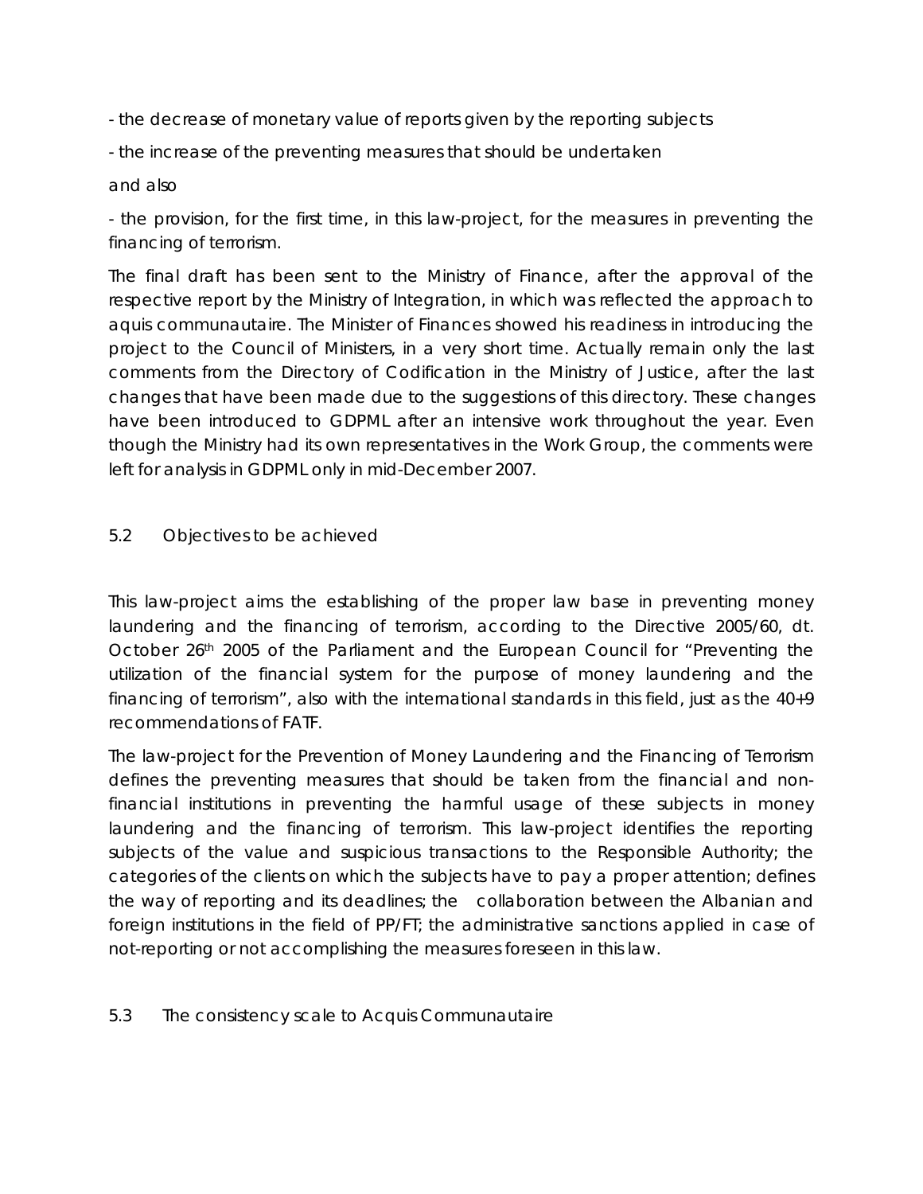- the decrease of monetary value of reports given by the reporting subjects

- the increase of the preventing measures that should be undertaken

and also

- the provision, for the first time, in this law-project, for the measures in preventing the financing of terrorism.

The final draft has been sent to the Ministry of Finance, after the approval of the respective report by the Ministry of Integration, in which was reflected the approach to aquis communautaire. The Minister of Finances showed his readiness in introducing the project to the Council of Ministers, in a very short time. Actually remain only the last comments from the Directory of Codification in the Ministry of Justice, after the last changes that have been made due to the suggestions of this directory. These changes have been introduced to GDPML after an intensive work throughout the year. Even though the Ministry had its own representatives in the Work Group, the comments were left for analysis in GDPML only in mid-December 2007.

## 5.2 Objectives to be achieved

This law-project aims the establishing of the proper law base in preventing money laundering and the financing of terrorism, according to the Directive 2005/60, dt. October 26th 2005 of the Parliament and the European Council for "Preventing the utilization of the financial system for the purpose of money laundering and the financing of terrorism", also with the international standards in this field, just as the 40+9 recommendations of FATF.

The law-project for the Prevention of Money Laundering and the Financing of Terrorism defines the preventing measures that should be taken from the financial and non-financial institutions in preventing the harmful usage of these subjects in money laundering and the financing of terrorism. This law-project identifies the reporting subjects of the value and suspicious transactions to the Responsible Authority; the categories of the clients on which the subjects have to pay a proper attention; defines the way of reporting and its deadlines; the collaboration between the Albanian and foreign institutions in the field of PP/FT; the administrative sanctions applied in case of not-reporting or not accomplishing the measures foreseen in this law.

## 5.3 The consistency scale to Acquis Communautaire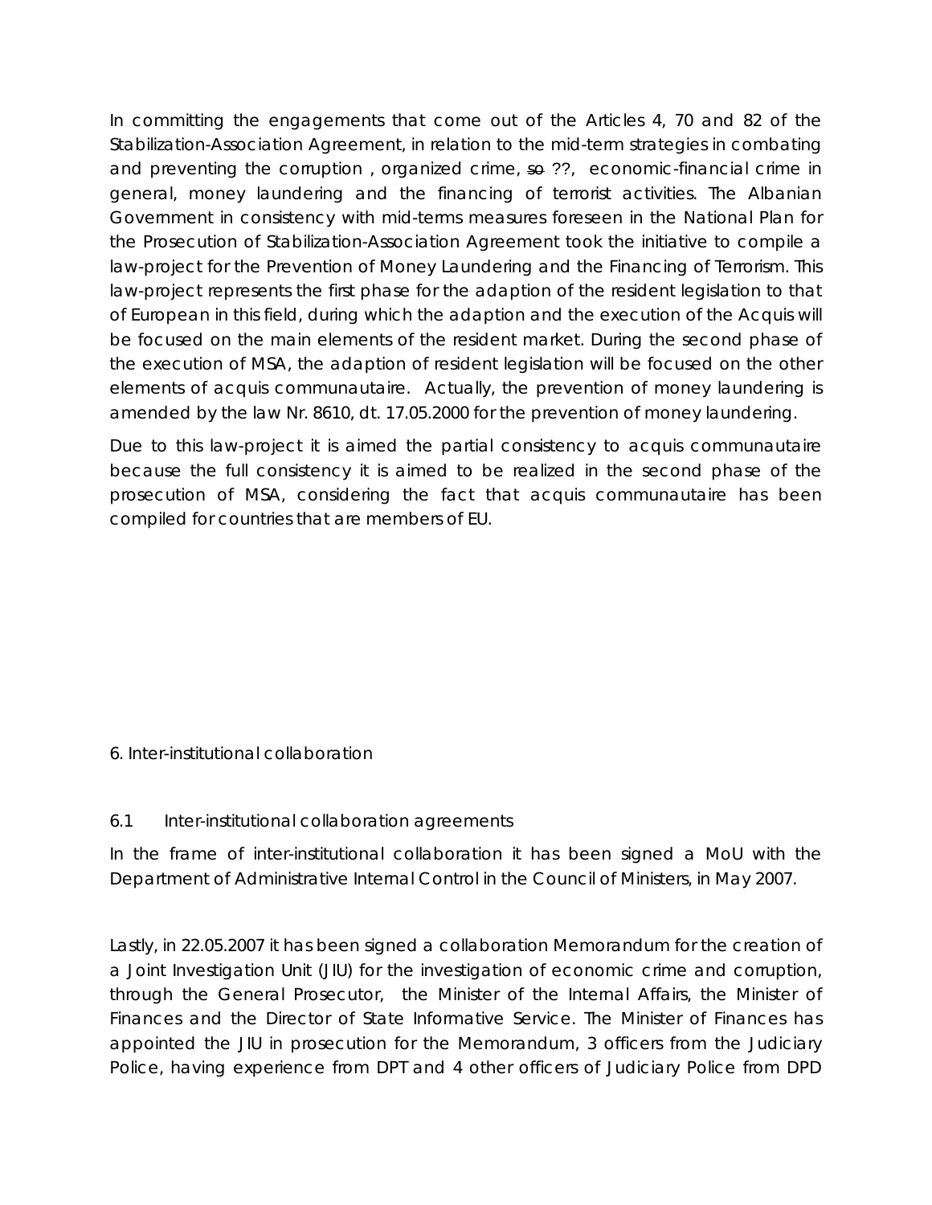In committing the engagements that come out of the Articles 4, 70 and 82 of the Stabilization-Association Agreement, in relation to the mid-term strategies in combating and preventing the corruption , organized crime, ~~so~~ ??, economic-financial crime in general, money laundering and the financing of terrorist activities. The Albanian Government in consistency with mid-terms measures foreseen in the National Plan for the Prosecution of Stabilization-Association Agreement took the initiative to compile a law-project for the Prevention of Money Laundering and the Financing of Terrorism. This law-project represents the first phase for the adaption of the resident legislation to that of European in this field, during which the adaption and the execution of the Acquis will be focused on the main elements of the resident market. During the second phase of the execution of MSA, the adaption of resident legislation will be focused on the other elements of acquis communautaire. Actually, the prevention of money laundering is amended by the law Nr. 8610, dt. 17.05.2000 for the prevention of money laundering.

Due to this law-project it is aimed the partial consistency to acquis communautaire because the full consistency it is aimed to be realized in the second phase of the prosecution of MSA, considering the fact that acquis communautaire has been compiled for countries that are members of EU.

## 6. Inter-institutional collaboration

### 6.1 Inter-institutional collaboration agreements

In the frame of inter-institutional collaboration it has been signed a MoU with the Department of Administrative Internal Control in the Council of Ministers, in May 2007.

Lastly, in 22.05.2007 it has been signed a collaboration Memorandum for the creation of a Joint Investigation Unit (JIU) for the investigation of economic crime and corruption, through the General Prosecutor, the Minister of the Internal Affairs, the Minister of Finances and the Director of State Informative Service. The Minister of Finances has appointed the JIU in prosecution for the Memorandum, 3 officers from the Judiciary Police, having experience from DPT and 4 other officers of Judiciary Police from DPD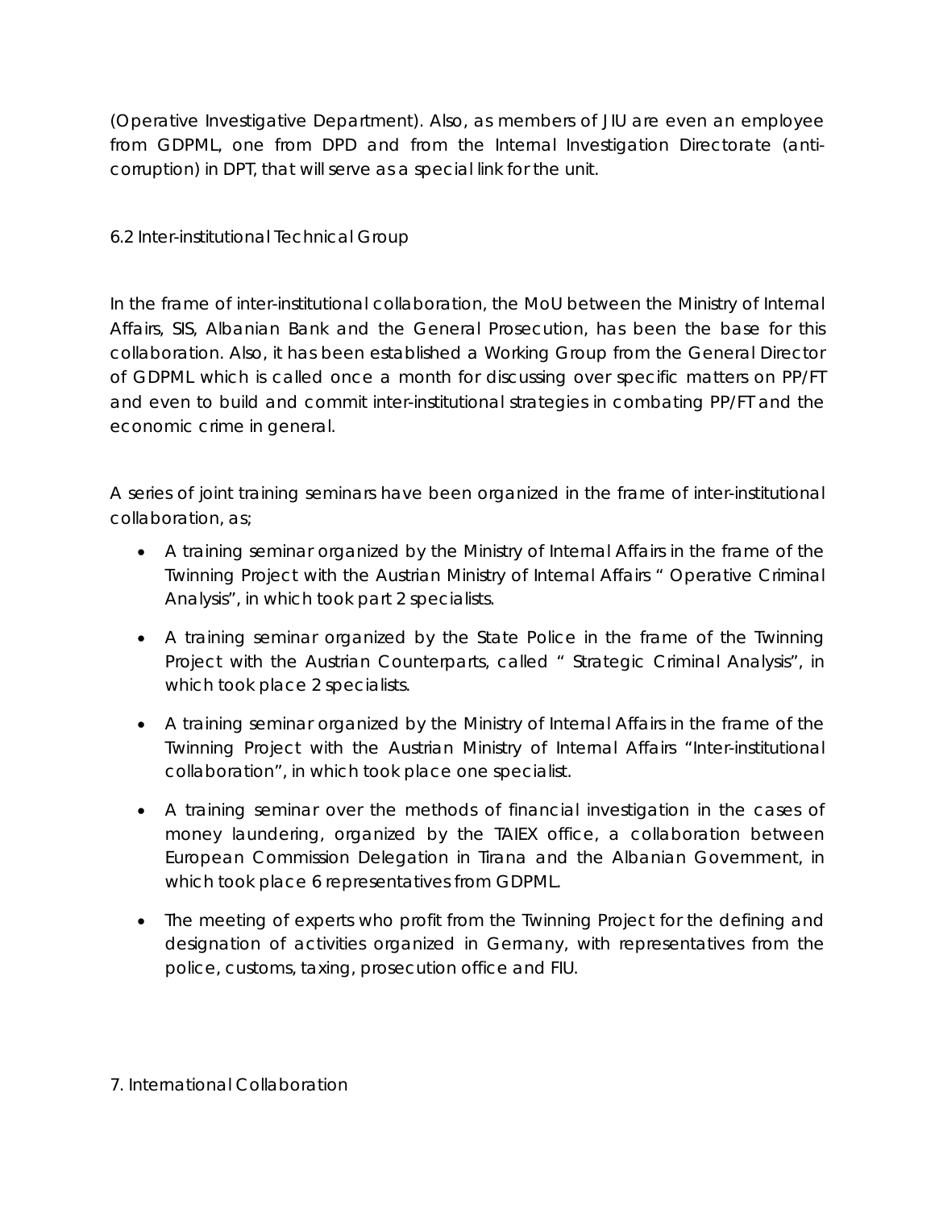(Operative Investigative Department). Also, as members of JIU are even an employee from GDPML, one from DPD and from the Internal Investigation Directorate (anti-corruption) in DPT, that will serve as a special link for the unit.

## 6.2 Inter-institutional Technical Group

In the frame of inter-institutional collaboration, the MoU between the Ministry of Internal Affairs, SIS, Albanian Bank and the General Prosecution, has been the base for this collaboration. Also, it has been established a Working Group from the General Director of GDPML which is called once a month for discussing over specific matters on PP/FT and even to build and commit inter-institutional strategies in combating PP/FT and the economic crime in general.

A series of joint training seminars have been organized in the frame of inter-institutional collaboration, as;

- A training seminar organized by the Ministry of Internal Affairs in the frame of the Twinning Project with the Austrian Ministry of Internal Affairs " Operative Criminal Analysis", in which took part 2 specialists.
- A training seminar organized by the State Police in the frame of the Twinning Project with the Austrian Counterparts, called " Strategic Criminal Analysis", in which took place 2 specialists.
- A training seminar organized by the Ministry of Internal Affairs in the frame of the Twinning Project with the Austrian Ministry of Internal Affairs "Inter-institutional collaboration", in which took place one specialist.
- A training seminar over the methods of financial investigation in the cases of money laundering, organized by the TAIEX office, a collaboration between European Commission Delegation in Tirana and the Albanian Government, in which took place 6 representatives from GDPML.
- The meeting of experts who profit from the Twinning Project for the defining and designation of activities organized in Germany, with representatives from the police, customs, taxing, prosecution office and FIU.

# 7. International Collaboration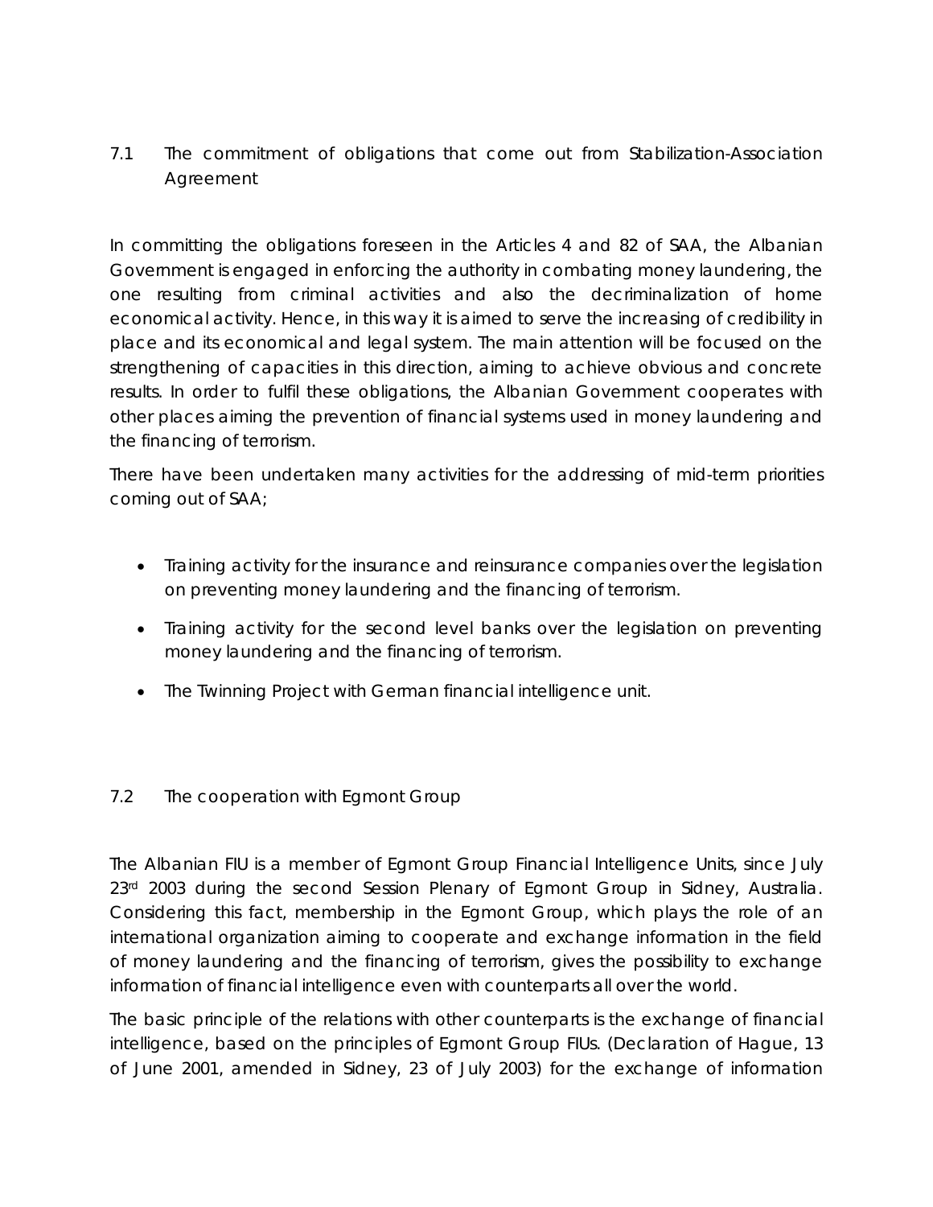## 7.1 The commitment of obligations that come out from Stabilization-Association Agreement

In committing the obligations foreseen in the Articles 4 and 82 of SAA, the Albanian Government is engaged in enforcing the authority in combating money laundering, the one resulting from criminal activities and also the decriminalization of home economical activity. Hence, in this way it is aimed to serve the increasing of credibility in place and its economical and legal system. The main attention will be focused on the strengthening of capacities in this direction, aiming to achieve obvious and concrete results. In order to fulfil these obligations, the Albanian Government cooperates with other places aiming the prevention of financial systems used in money laundering and the financing of terrorism.

There have been undertaken many activities for the addressing of mid-term priorities coming out of SAA;

- Training activity for the insurance and reinsurance companies over the legislation on preventing money laundering and the financing of terrorism.
- Training activity for the second level banks over the legislation on preventing money laundering and the financing of terrorism.
- The Twinning Project with German financial intelligence unit.

## 7.2 The cooperation with Egmont Group

The Albanian FIU is a member of Egmont Group Financial Intelligence Units, since July 23rd 2003 during the second Session Plenary of Egmont Group in Sidney, Australia. Considering this fact, membership in the Egmont Group, which plays the role of an international organization aiming to cooperate and exchange information in the field of money laundering and the financing of terrorism, gives the possibility to exchange information of financial intelligence even with counterparts all over the world.

The basic principle of the relations with other counterparts is the exchange of financial intelligence, based on the principles of Egmont Group FIUs. (Declaration of Hague, 13 of June 2001, amended in Sidney, 23 of July 2003) for the exchange of information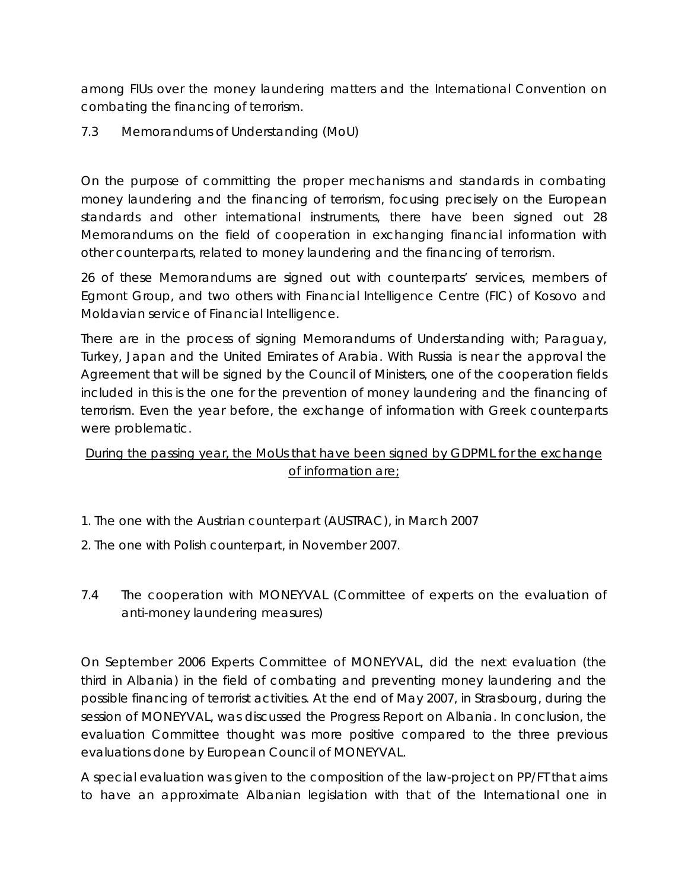among FIUs over the money laundering matters and the International Convention on combating the financing of terrorism.

7.3 Memorandums of Understanding (MoU)

On the purpose of committing the proper mechanisms and standards in combating money laundering and the financing of terrorism, focusing precisely on the European standards and other international instruments, there have been signed out 28 Memorandums on the field of cooperation in exchanging financial information with other counterparts, related to money laundering and the financing of terrorism.

26 of these Memorandums are signed out with counterparts' services, members of Egmont Group, and two others with Financial Intelligence Centre (FIC) of Kosovo and Moldavian service of Financial Intelligence.

There are in the process of signing Memorandums of Understanding with; Paraguay, Turkey, Japan and the United Emirates of Arabia. With Russia is near the approval the Agreement that will be signed by the Council of Ministers, one of the cooperation fields included in this is the one for the prevention of money laundering and the financing of terrorism. Even the year before, the exchange of information with Greek counterparts were problematic.

<u>During the passing year, the MoUs that have been signed by GDPML for the exchange of information are;</u>

1. The one with the Austrian counterpart (AUSTRAC), in March 2007
2. The one with Polish counterpart, in November 2007.

7.4 The cooperation with MONEYVAL (Committee of experts on the evaluation of anti-money laundering measures)

On September 2006 Experts Committee of MONEYVAL, did the next evaluation (the third in Albania) in the field of combating and preventing money laundering and the possible financing of terrorist activities. At the end of May 2007, in Strasbourg, during the session of MONEYVAL, was discussed the Progress Report on Albania. In conclusion, the evaluation Committee thought was more positive compared to the three previous evaluations done by European Council of MONEYVAL.

A special evaluation was given to the composition of the law-project on PP/FT that aims to have an approximate Albanian legislation with that of the International one in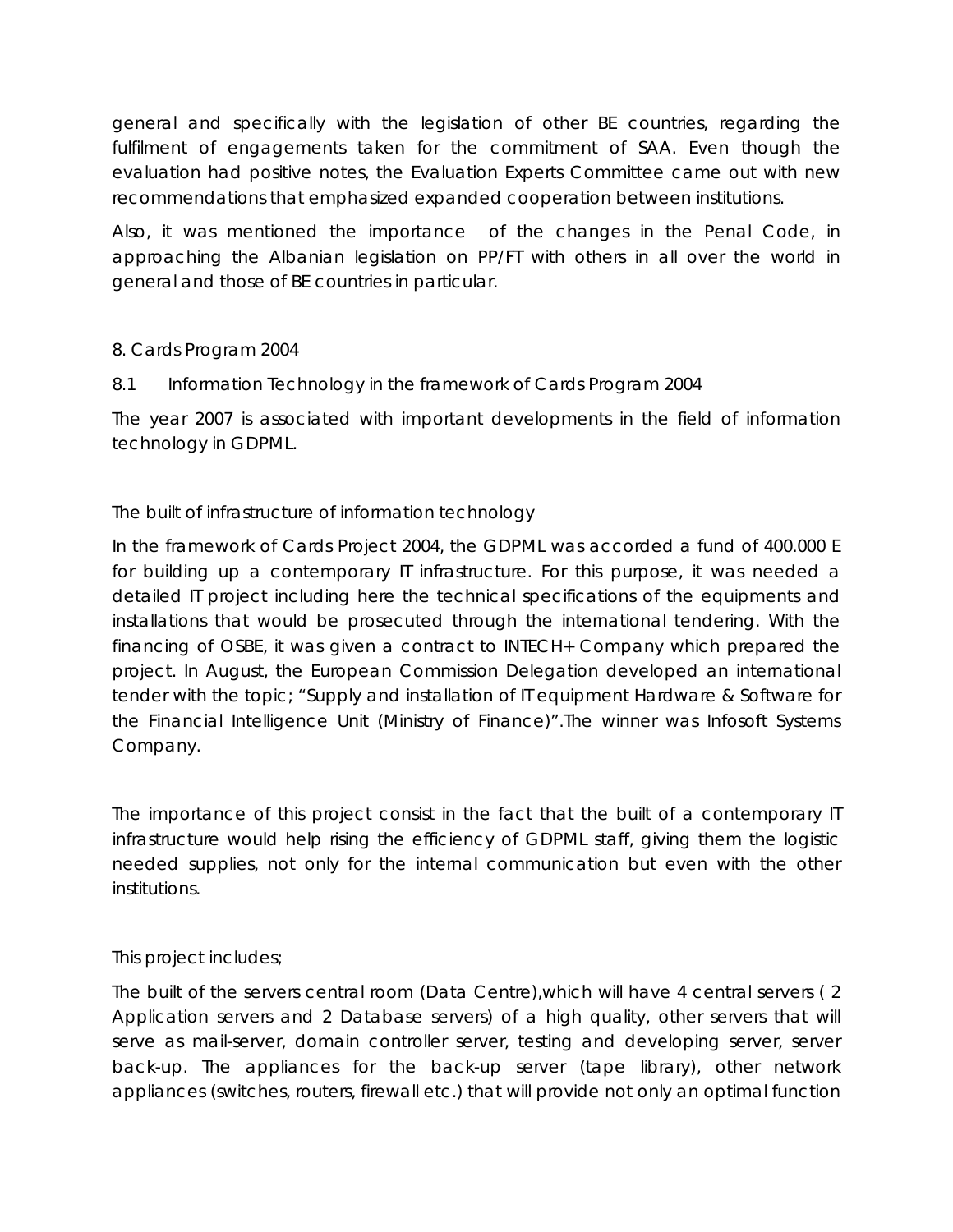general and specifically with the legislation of other BE countries, regarding the fulfilment of engagements taken for the commitment of SAA. Even though the evaluation had positive notes, the Evaluation Experts Committee came out with new recommendations that emphasized expanded cooperation between institutions.

Also, it was mentioned the importance of the changes in the Penal Code, in approaching the Albanian legislation on PP/FT with others in all over the world in general and those of BE countries in particular.

## 8. Cards Program 2004

### 8.1 Information Technology in the framework of Cards Program 2004

The year 2007 is associated with important developments in the field of information technology in GDPML.

#### The built of infrastructure of information technology

In the framework of Cards Project 2004, the GDPML was accorded a fund of 400.000 E for building up a contemporary IT infrastructure. For this purpose, it was needed a detailed IT project including here the technical specifications of the equipments and installations that would be prosecuted through the international tendering. With the financing of OSBE, it was given a contract to INTECH+ Company which prepared the project. In August, the European Commission Delegation developed an international tender with the topic; "Supply and installation of IT equipment Hardware & Software for the Financial Intelligence Unit (Ministry of Finance)".The winner was Infosoft Systems Company.

The importance of this project consist in the fact that the built of a contemporary IT infrastructure would help rising the efficiency of GDPML staff, giving them the logistic needed supplies, not only for the internal communication but even with the other institutions.

This project includes;

The built of the servers central room (Data Centre),which will have 4 central servers ( 2 Application servers and 2 Database servers) of a high quality, other servers that will serve as mail-server, domain controller server, testing and developing server, server back-up. The appliances for the back-up server (tape library), other network appliances (switches, routers, firewall etc.) that will provide not only an optimal function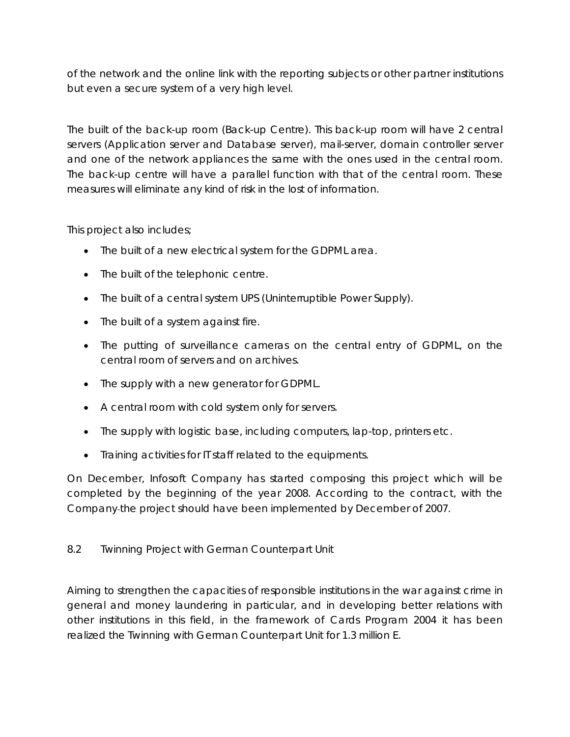of the network and the online link with the reporting subjects or other partner institutions but even a secure system of a very high level.

The built of the back-up room (Back-up Centre). This back-up room will have 2 central servers (Application server and Database server), mail-server, domain controller server and one of the network appliances the same with the ones used in the central room. The back-up centre will have a parallel function with that of the central room. These measures will eliminate any kind of risk in the lost of information.

This project also includes;

- The built of a new electrical system for the GDPML area.
- The built of the telephonic centre.
- The built of a central system UPS (Uninterruptible Power Supply).
- The built of a system against fire.
- The putting of surveillance cameras on the central entry of GDPML, on the central room of servers and on archives.
- The supply with a new generator for GDPML.
- A central room with cold system only for servers.
- The supply with logistic base, including computers, lap-top, printers etc.
- Training activities for IT staff related to the equipments.

On December, Infosoft Company has started composing this project which will be completed by the beginning of the year 2008. According to the contract, with the Company-the project should have been implemented by December of 2007.

## 8.2 Twinning Project with German Counterpart Unit

Aiming to strengthen the capacities of responsible institutions in the war against crime in general and money laundering in particular, and in developing better relations with other institutions in this field, in the framework of Cards Program 2004 it has been realized the Twinning with German Counterpart Unit for 1.3 million E.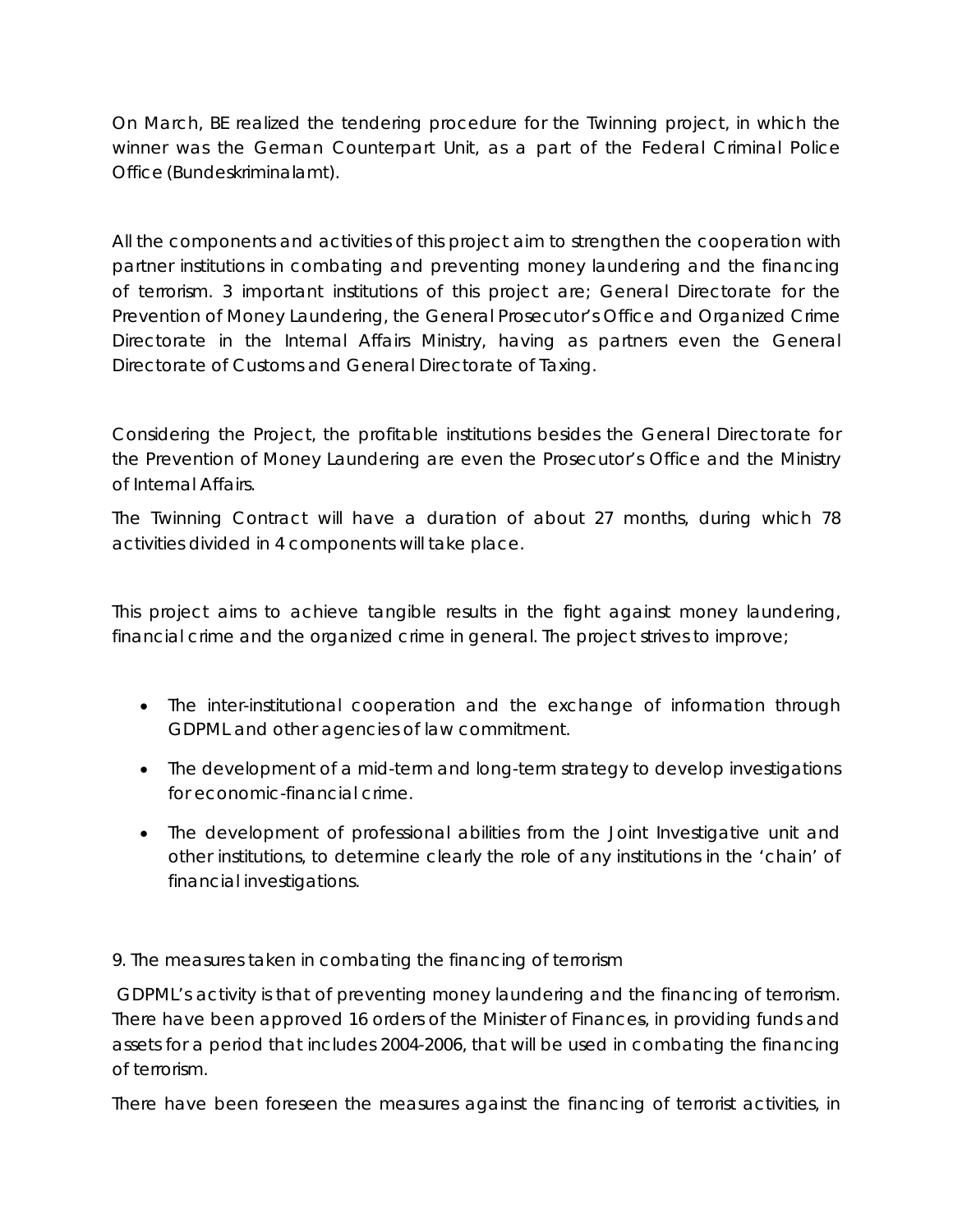On March, BE realized the tendering procedure for the Twinning project, in which the winner was the German Counterpart Unit, as a part of the Federal Criminal Police Office (Bundeskriminalamt).

All the components and activities of this project aim to strengthen the cooperation with partner institutions in combating and preventing money laundering and the financing of terrorism. 3 important institutions of this project are; General Directorate for the Prevention of Money Laundering, the General Prosecutor's Office and Organized Crime Directorate in the Internal Affairs Ministry, having as partners even the General Directorate of Customs and General Directorate of Taxing.

Considering the Project, the profitable institutions besides the General Directorate for the Prevention of Money Laundering are even the Prosecutor's Office and the Ministry of Internal Affairs.

The Twinning Contract will have a duration of about 27 months, during which 78 activities divided in 4 components will take place.

This project aims to achieve tangible results in the fight against money laundering, financial crime and the organized crime in general. The project strives to improve;

- The inter-institutional cooperation and the exchange of information through GDPML and other agencies of law commitment.
- The development of a mid-term and long-term strategy to develop investigations for economic-financial crime.
- The development of professional abilities from the Joint Investigative unit and other institutions, to determine clearly the role of any institutions in the 'chain' of financial investigations.

9. The measures taken in combating the financing of terrorism

GDPML's activity is that of preventing money laundering and the financing of terrorism. There have been approved 16 orders of the Minister of Finances, in providing funds and assets for a period that includes 2004-2006, that will be used in combating the financing of terrorism.

There have been foreseen the measures against the financing of terrorist activities, in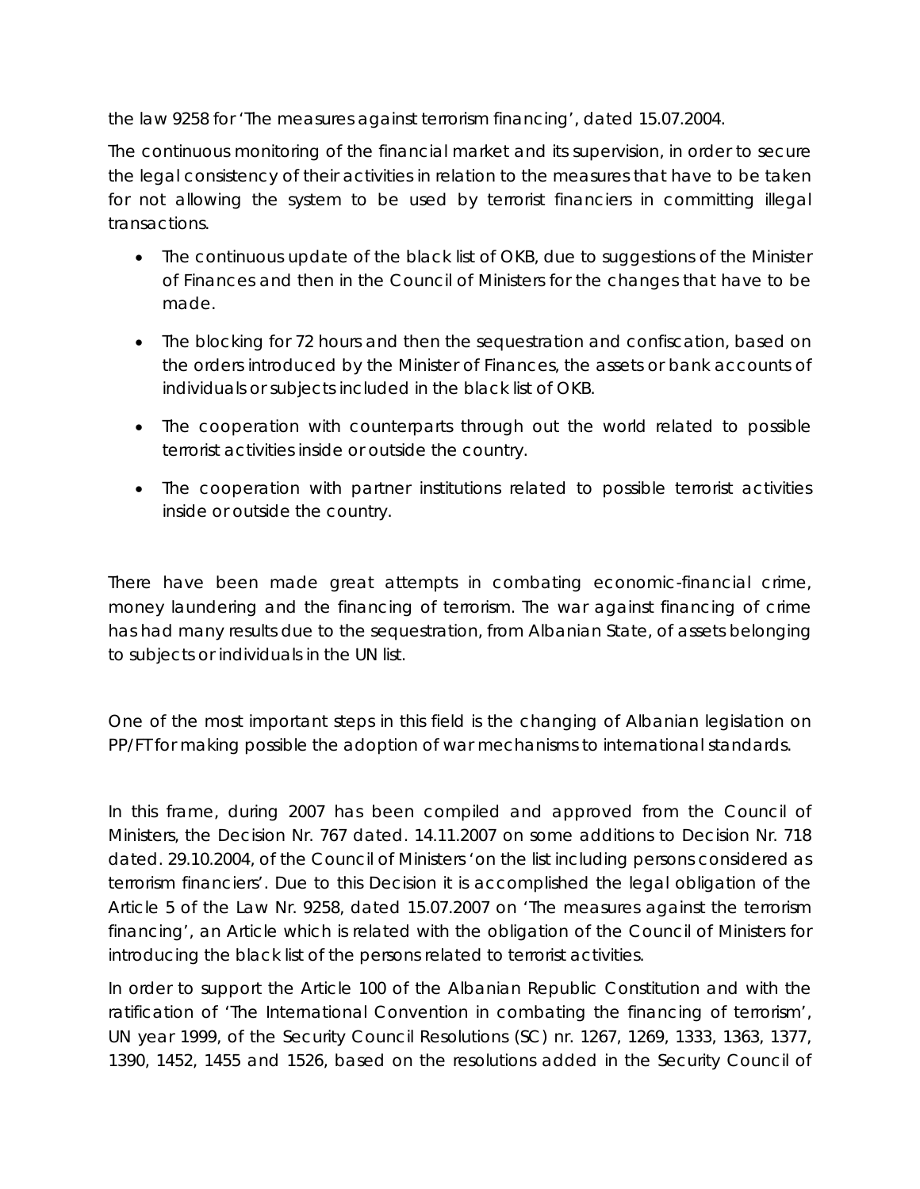the law 9258 for 'The measures against terrorism financing', dated 15.07.2004.

The continuous monitoring of the financial market and its supervision, in order to secure the legal consistency of their activities in relation to the measures that have to be taken for not allowing the system to be used by terrorist financiers in committing illegal transactions.

- The continuous update of the black list of OKB, due to suggestions of the Minister of Finances and then in the Council of Ministers for the changes that have to be made.
- The blocking for 72 hours and then the sequestration and confiscation, based on the orders introduced by the Minister of Finances, the assets or bank accounts of individuals or subjects included in the black list of OKB.
- The cooperation with counterparts through out the world related to possible terrorist activities inside or outside the country.
- The cooperation with partner institutions related to possible terrorist activities inside or outside the country.

There have been made great attempts in combating economic-financial crime, money laundering and the financing of terrorism. The war against financing of crime has had many results due to the sequestration, from Albanian State, of assets belonging to subjects or individuals in the UN list.

One of the most important steps in this field is the changing of Albanian legislation on PP/FT for making possible the adoption of war mechanisms to international standards.

In this frame, during 2007 has been compiled and approved from the Council of Ministers, the Decision Nr. 767 dated. 14.11.2007 on some additions to Decision Nr. 718 dated. 29.10.2004, of the Council of Ministers 'on the list including persons considered as terrorism financiers'. Due to this Decision it is accomplished the legal obligation of the Article 5 of the Law Nr. 9258, dated 15.07.2007 on 'The measures against the terrorism financing', an Article which is related with the obligation of the Council of Ministers for introducing the black list of the persons related to terrorist activities.

In order to support the Article 100 of the Albanian Republic Constitution and with the ratification of 'The International Convention in combating the financing of terrorism', UN year 1999, of the Security Council Resolutions (SC) nr. 1267, 1269, 1333, 1363, 1377, 1390, 1452, 1455 and 1526, based on the resolutions added in the Security Council of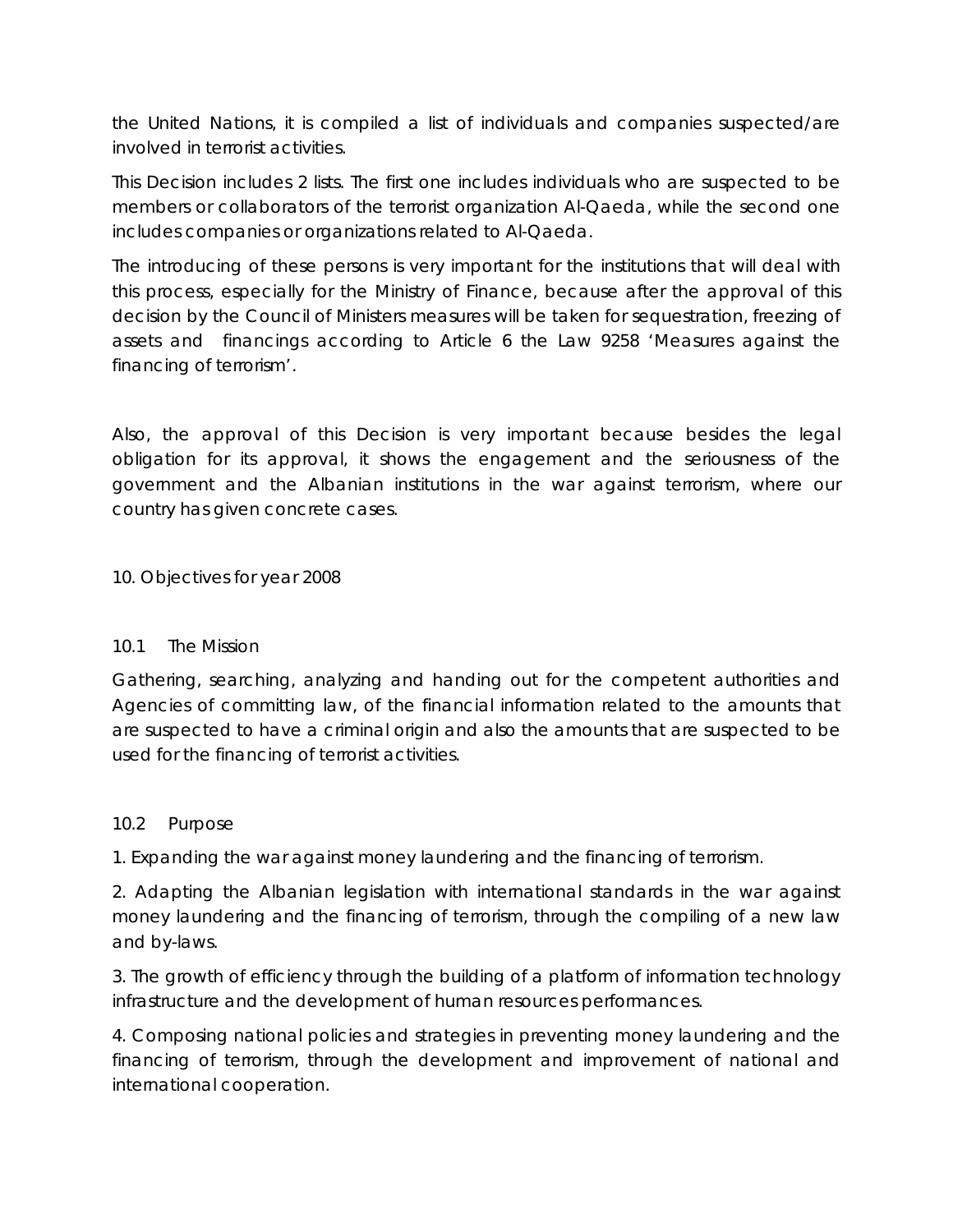the United Nations, it is compiled a list of individuals and companies suspected/are involved in terrorist activities.

This Decision includes 2 lists. The first one includes individuals who are suspected to be members or collaborators of the terrorist organization Al-Qaeda, while the second one includes companies or organizations related to Al-Qaeda.

The introducing of these persons is very important for the institutions that will deal with this process, especially for the Ministry of Finance, because after the approval of this decision by the Council of Ministers measures will be taken for sequestration, freezing of assets and financings according to Article 6 the Law 9258 'Measures against the financing of terrorism'.

Also, the approval of this Decision is very important because besides the legal obligation for its approval, it shows the engagement and the seriousness of the government and the Albanian institutions in the war against terrorism, where our country has given concrete cases.

## 10. Objectives for year 2008

### 10.1 The Mission

Gathering, searching, analyzing and handing out for the competent authorities and Agencies of committing law, of the financial information related to the amounts that are suspected to have a criminal origin and also the amounts that are suspected to be used for the financing of terrorist activities.

### 10.2 Purpose

1. Expanding the war against money laundering and the financing of terrorism.

2. Adapting the Albanian legislation with international standards in the war against money laundering and the financing of terrorism, through the compiling of a new law and by-laws.

3. The growth of efficiency through the building of a platform of information technology infrastructure and the development of human resources performances.

4. Composing national policies and strategies in preventing money laundering and the financing of terrorism, through the development and improvement of national and international cooperation.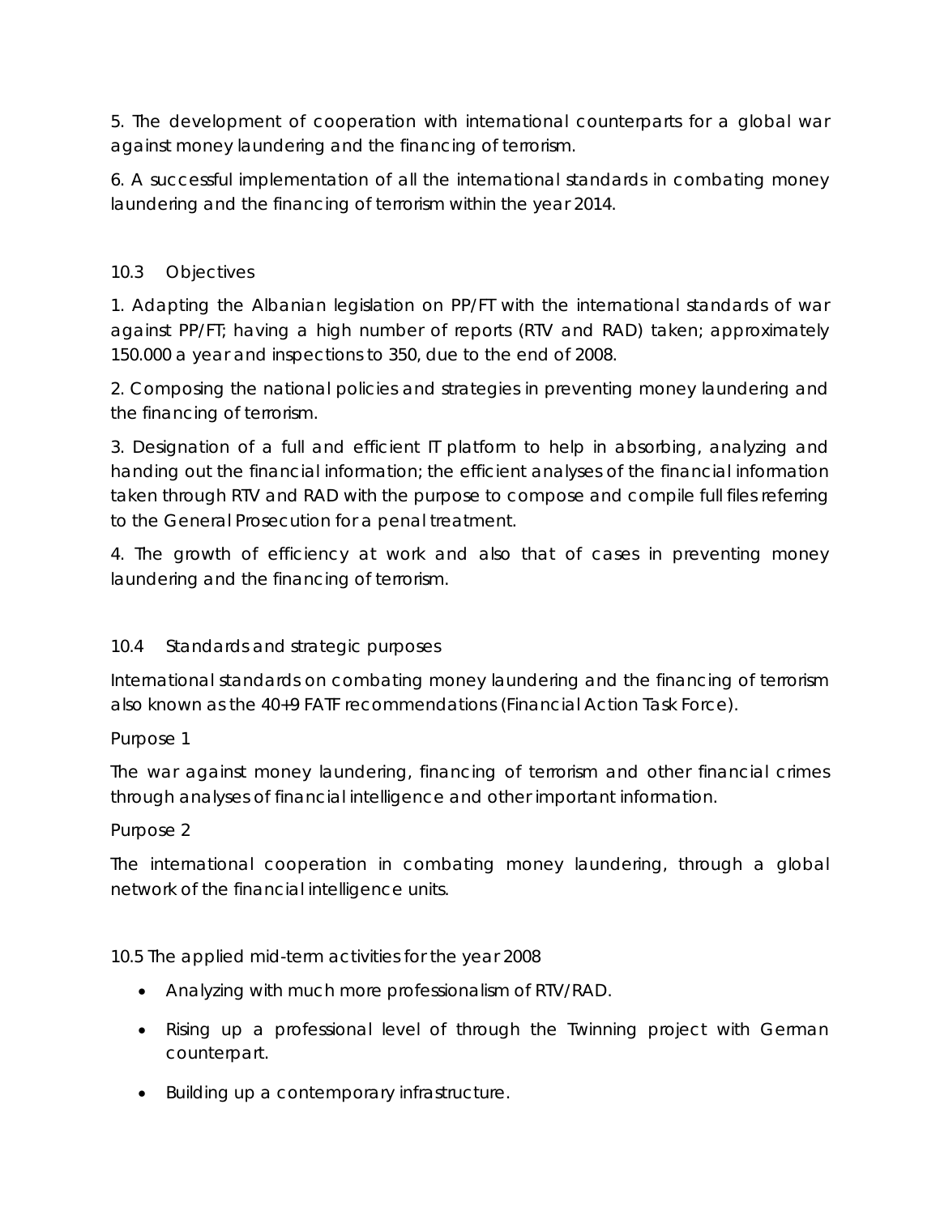5. The development of cooperation with international counterparts for a global war against money laundering and the financing of terrorism.

6. A successful implementation of all the international standards in combating money laundering and the financing of terrorism within the year 2014.

### 10.3 Objectives

1. Adapting the Albanian legislation on PP/FT with the international standards of war against PP/FT; having a high number of reports (RTV and RAD) taken; approximately 150.000 a year and inspections to 350, due to the end of 2008.

2. Composing the national policies and strategies in preventing money laundering and the financing of terrorism.

3. Designation of a full and efficient IT platform to help in absorbing, analyzing and handing out the financial information; the efficient analyses of the financial information taken through RTV and RAD with the purpose to compose and compile full files referring to the General Prosecution for a penal treatment.

4. The growth of efficiency at work and also that of cases in preventing money laundering and the financing of terrorism.

### 10.4 Standards and strategic purposes

International standards on combating money laundering and the financing of terrorism also known as the 40+9 FATF recommendations (Financial Action Task Force).

Purpose 1

The war against money laundering, financing of terrorism and other financial crimes through analyses of financial intelligence and other important information.

Purpose 2

The international cooperation in combating money laundering, through a global network of the financial intelligence units.

### 10.5 The applied mid-term activities for the year 2008

- Analyzing with much more professionalism of RTV/RAD.
- Rising up a professional level of through the Twinning project with German counterpart.
- Building up a contemporary infrastructure.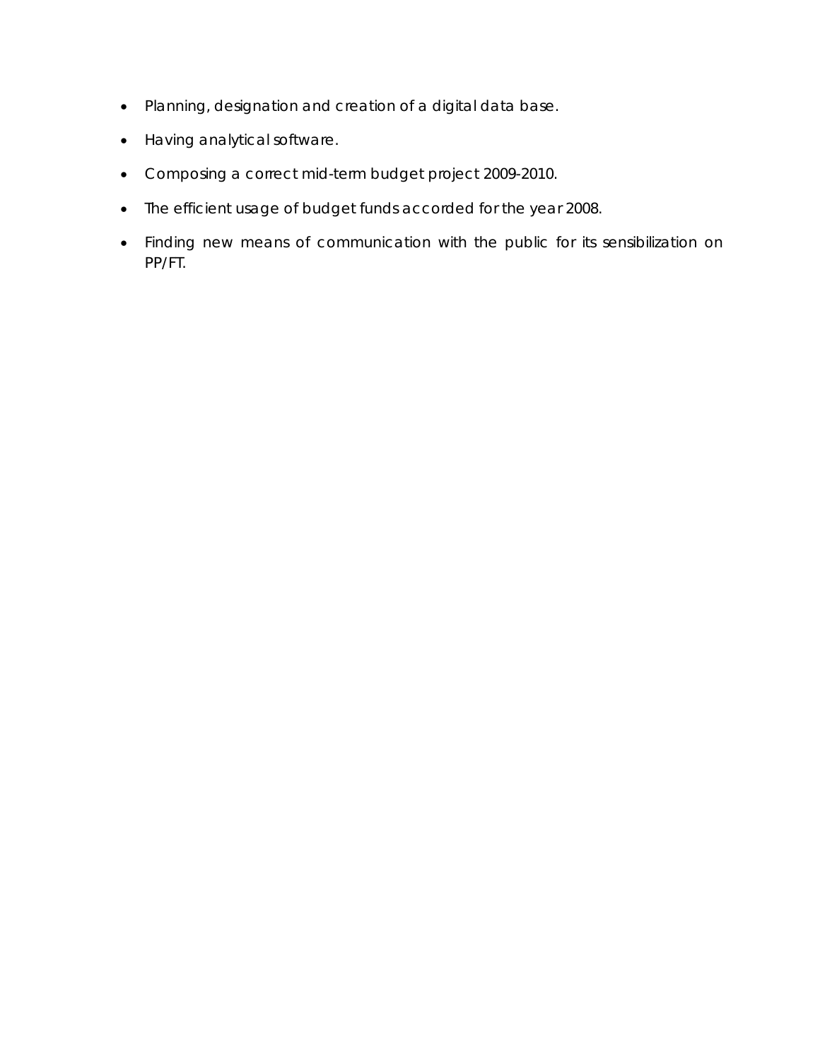- Planning, designation and creation of a digital data base.
- Having analytical software.
- Composing a correct mid-term budget project 2009-2010.
- The efficient usage of budget funds accorded for the year 2008.
- Finding new means of communication with the public for its sensibilization on PP/FT.